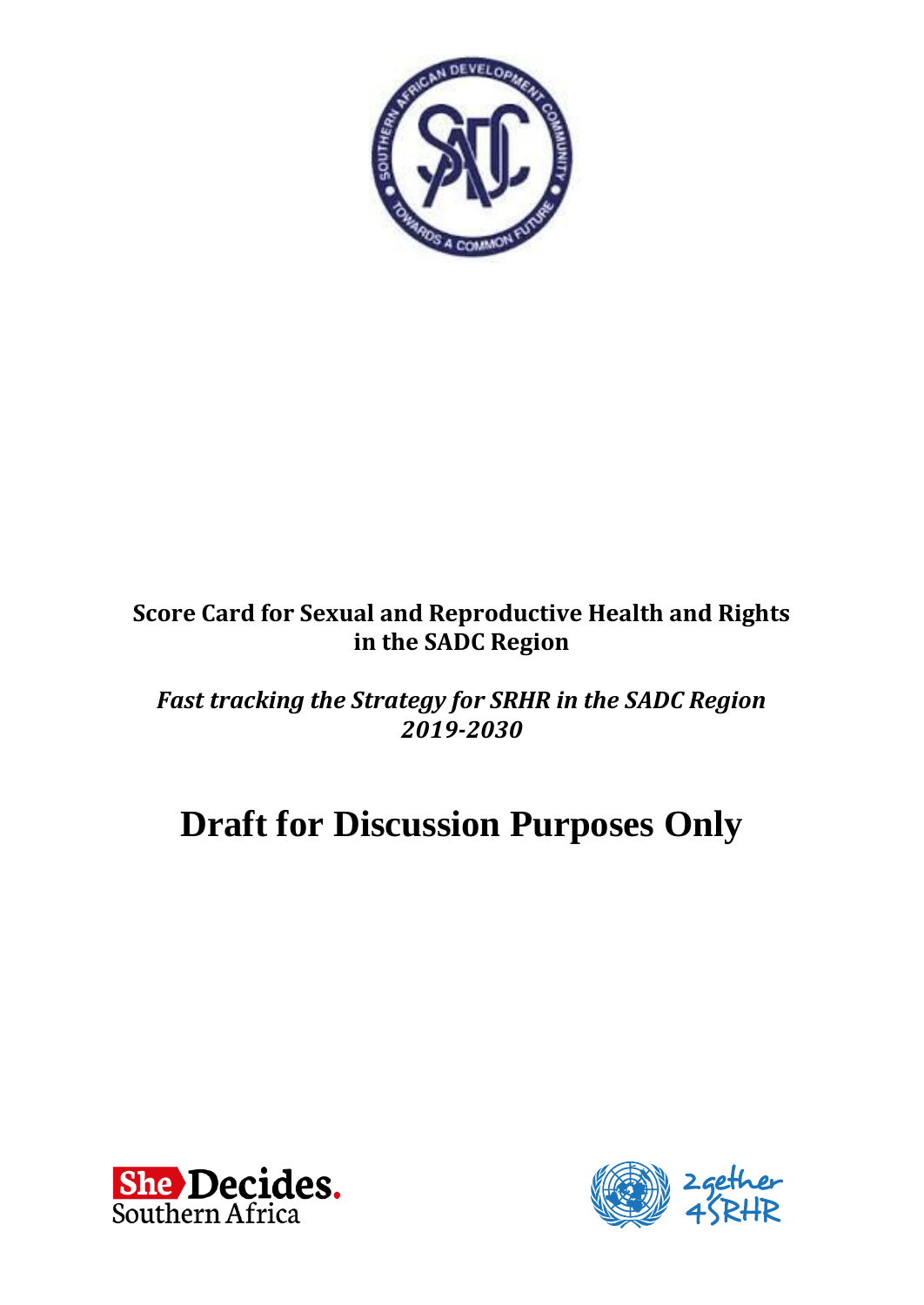# Score Card for Sexual and Reproductive Health and Rights in the SADC Region

## *Fast tracking the Strategy for SRHR in the SADC Region 2019-2030*

# Draft for Discussion Purposes Only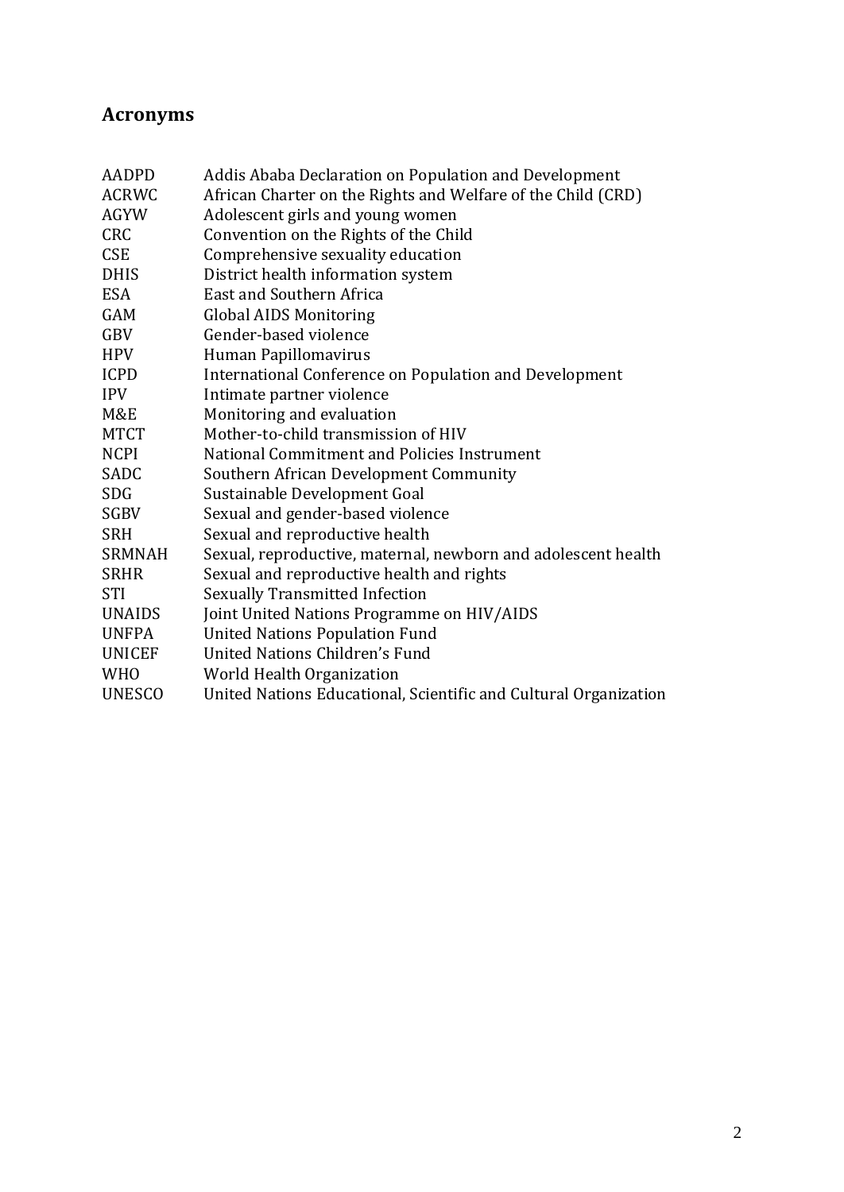## Acronyms

| | |
|---|---|
| AADPD | Addis Ababa Declaration on Population and Development |
| ACRWC | African Charter on the Rights and Welfare of the Child (CRD) |
| AGYW | Adolescent girls and young women |
| CRC | Convention on the Rights of the Child |
| CSE | Comprehensive sexuality education |
| DHIS | District health information system |
| ESA | East and Southern Africa |
| GAM | Global AIDS Monitoring |
| GBV | Gender-based violence |
| HPV | Human Papillomavirus |
| ICPD | International Conference on Population and Development |
| IPV | Intimate partner violence |
| M&E | Monitoring and evaluation |
| MTCT | Mother-to-child transmission of HIV |
| NCPI | National Commitment and Policies Instrument |
| SADC | Southern African Development Community |
| SDG | Sustainable Development Goal |
| SGBV | Sexual and gender-based violence |
| SRH | Sexual and reproductive health |
| SRMNAH | Sexual, reproductive, maternal, newborn and adolescent health |
| SRHR | Sexual and reproductive health and rights |
| STI | Sexually Transmitted Infection |
| UNAIDS | Joint United Nations Programme on HIV/AIDS |
| UNFPA | United Nations Population Fund |
| UNICEF | United Nations Children's Fund |
| WHO | World Health Organization |
| UNESCO | United Nations Educational, Scientific and Cultural Organization |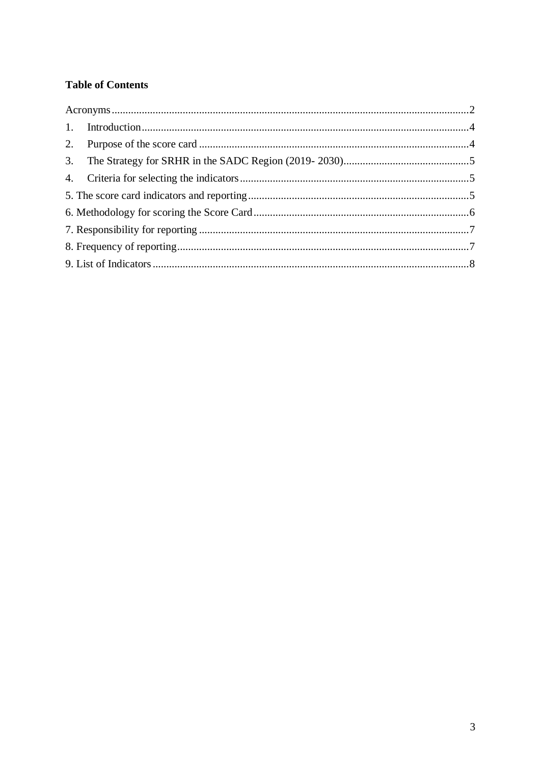**Table of Contents**

Acronyms....................................................................................................................................2

1. Introduction........................................................................................................................4
2. Purpose of the score card ...................................................................................................4
3. The Strategy for SRHR in the SADC Region (2019- 2030)..............................................5
4. Criteria for selecting the indicators....................................................................................5

5. The score card indicators and reporting.................................................................................5

6. Methodology for scoring the Score Card...............................................................................6

7. Responsibility for reporting ...................................................................................................7

8. Frequency of reporting...........................................................................................................7

9. List of Indicators....................................................................................................................8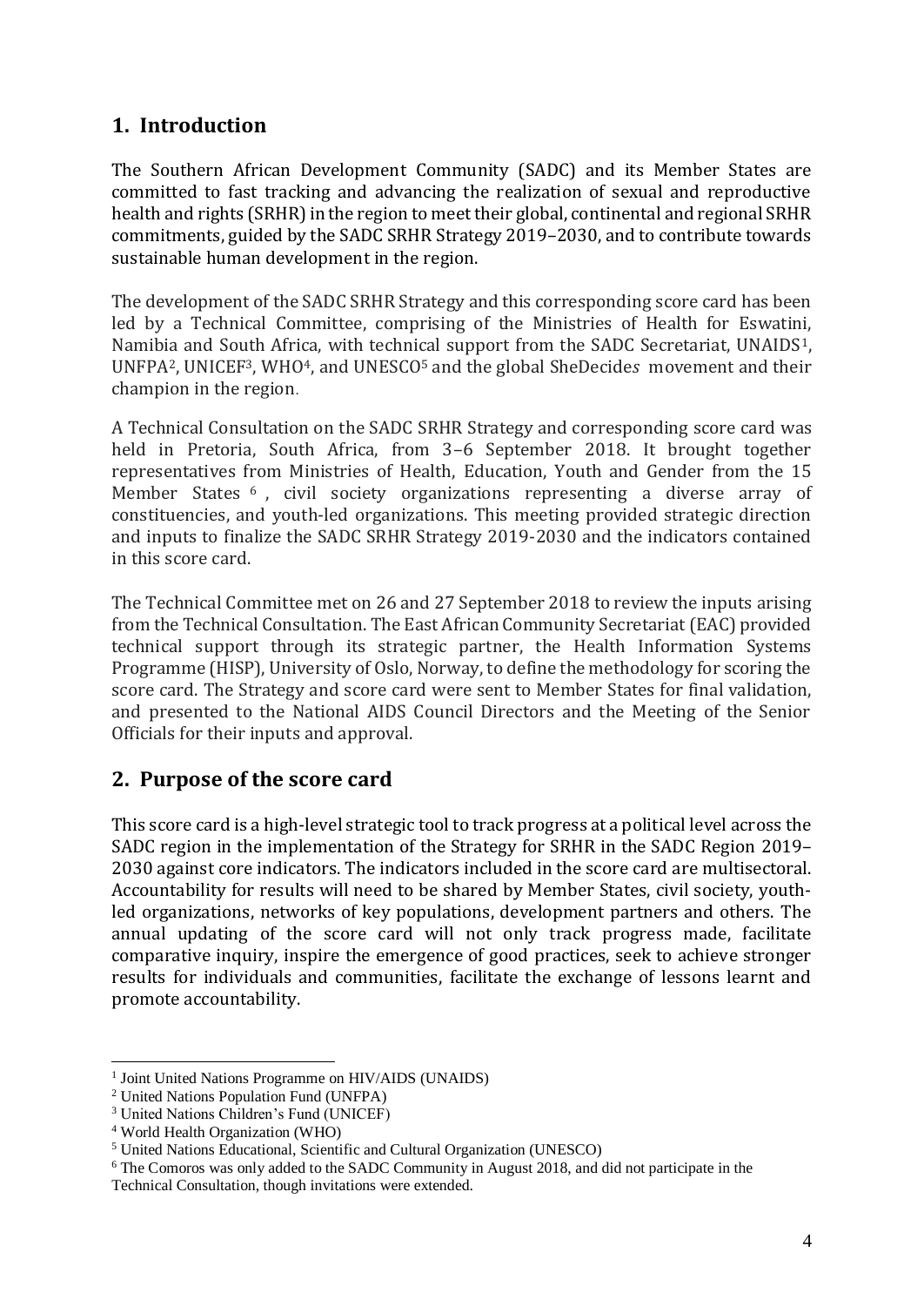## 1. Introduction

The Southern African Development Community (SADC) and its Member States are committed to fast tracking and advancing the realization of sexual and reproductive health and rights (SRHR) in the region to meet their global, continental and regional SRHR commitments, guided by the SADC SRHR Strategy 2019–2030, and to contribute towards sustainable human development in the region.

The development of the SADC SRHR Strategy and this corresponding score card has been led by a Technical Committee, comprising of the Ministries of Health for Eswatini, Namibia and South Africa, with technical support from the SADC Secretariat, UNAIDS[1], UNFPA[2], UNICEF[3], WHO[4], and UNESCO[5] and the global SheDecide*s* movement and their champion in the region.

A Technical Consultation on the SADC SRHR Strategy and corresponding score card was held in Pretoria, South Africa, from 3–6 September 2018. It brought together representatives from Ministries of Health, Education, Youth and Gender from the 15 Member States [6], civil society organizations representing a diverse array of constituencies, and youth-led organizations. This meeting provided strategic direction and inputs to finalize the SADC SRHR Strategy 2019-2030 and the indicators contained in this score card.

The Technical Committee met on 26 and 27 September 2018 to review the inputs arising from the Technical Consultation. The East African Community Secretariat (EAC) provided technical support through its strategic partner, the Health Information Systems Programme (HISP), University of Oslo, Norway, to define the methodology for scoring the score card. The Strategy and score card were sent to Member States for final validation, and presented to the National AIDS Council Directors and the Meeting of the Senior Officials for their inputs and approval.

## 2. Purpose of the score card

This score card is a high-level strategic tool to track progress at a political level across the SADC region in the implementation of the Strategy for SRHR in the SADC Region 2019–2030 against core indicators. The indicators included in the score card are multisectoral. Accountability for results will need to be shared by Member States, civil society, youth-led organizations, networks of key populations, development partners and others. The annual updating of the score card will not only track progress made, facilitate comparative inquiry, inspire the emergence of good practices, seek to achieve stronger results for individuals and communities, facilitate the exchange of lessons learnt and promote accountability.

---

[1] Joint United Nations Programme on HIV/AIDS (UNAIDS)

[2] United Nations Population Fund (UNFPA)

[3] United Nations Children's Fund (UNICEF)

[4] World Health Organization (WHO)

[5] United Nations Educational, Scientific and Cultural Organization (UNESCO)

[6] The Comoros was only added to the SADC Community in August 2018, and did not participate in the Technical Consultation, though invitations were extended.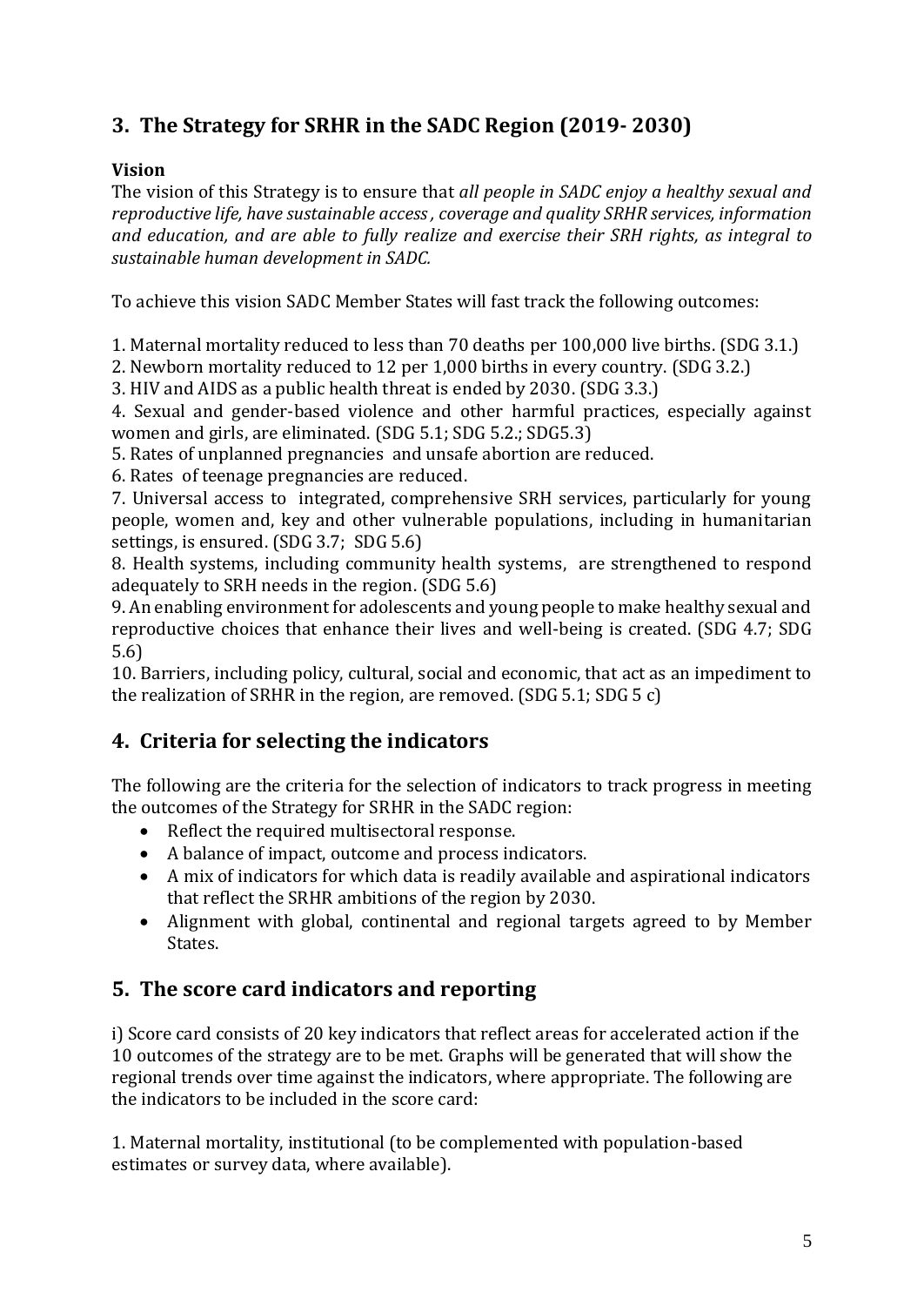## 3. The Strategy for SRHR in the SADC Region (2019- 2030)

**Vision**

The vision of this Strategy is to ensure that *all people in SADC enjoy a healthy sexual and reproductive life, have sustainable access , coverage and quality SRHR services, information and education, and are able to fully realize and exercise their SRH rights, as integral to sustainable human development in SADC.*

To achieve this vision SADC Member States will fast track the following outcomes:

1. Maternal mortality reduced to less than 70 deaths per 100,000 live births. (SDG 3.1.)
2. Newborn mortality reduced to 12 per 1,000 births in every country. (SDG 3.2.)
3. HIV and AIDS as a public health threat is ended by 2030. (SDG 3.3.)
4. Sexual and gender-based violence and other harmful practices, especially against women and girls, are eliminated. (SDG 5.1; SDG 5.2.; SDG5.3)
5. Rates of unplanned pregnancies and unsafe abortion are reduced.
6. Rates of teenage pregnancies are reduced.
7. Universal access to integrated, comprehensive SRH services, particularly for young people, women and, key and other vulnerable populations, including in humanitarian settings, is ensured. (SDG 3.7; SDG 5.6)
8. Health systems, including community health systems, are strengthened to respond adequately to SRH needs in the region. (SDG 5.6)
9. An enabling environment for adolescents and young people to make healthy sexual and reproductive choices that enhance their lives and well-being is created. (SDG 4.7; SDG 5.6)
10. Barriers, including policy, cultural, social and economic, that act as an impediment to the realization of SRHR in the region, are removed. (SDG 5.1; SDG 5 c)

## 4. Criteria for selecting the indicators

The following are the criteria for the selection of indicators to track progress in meeting the outcomes of the Strategy for SRHR in the SADC region:

- Reflect the required multisectoral response.
- A balance of impact, outcome and process indicators.
- A mix of indicators for which data is readily available and aspirational indicators that reflect the SRHR ambitions of the region by 2030.
- Alignment with global, continental and regional targets agreed to by Member States.

## 5. The score card indicators and reporting

i) Score card consists of 20 key indicators that reflect areas for accelerated action if the 10 outcomes of the strategy are to be met. Graphs will be generated that will show the regional trends over time against the indicators, where appropriate. The following are the indicators to be included in the score card:

1. Maternal mortality, institutional (to be complemented with population-based estimates or survey data, where available).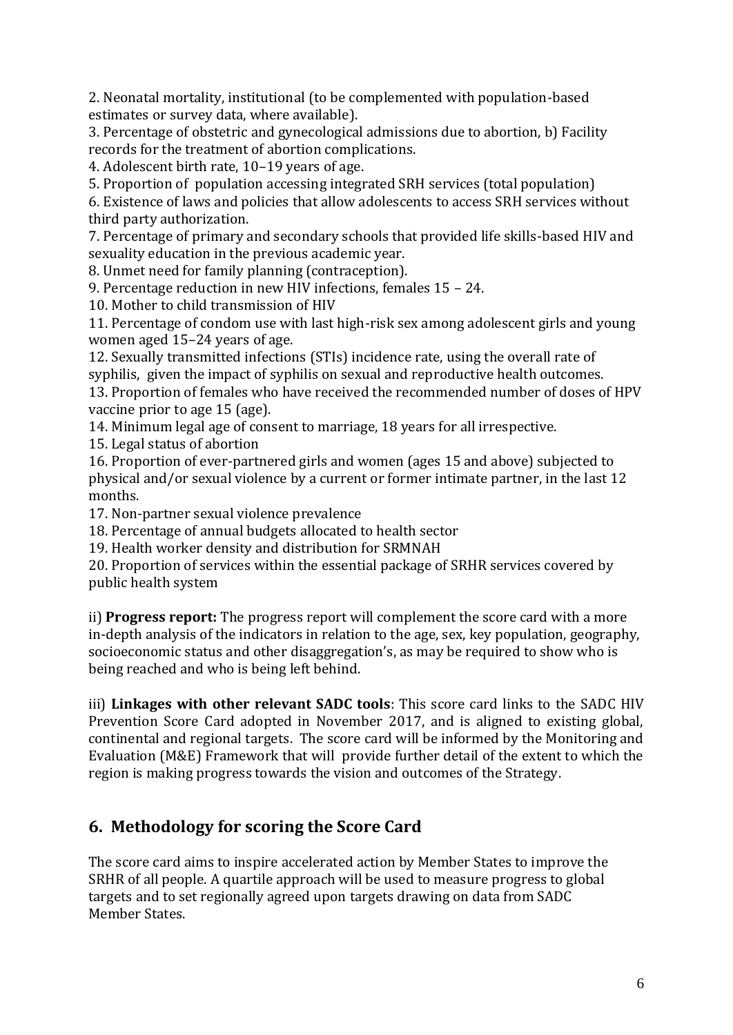2. Neonatal mortality, institutional (to be complemented with population-based estimates or survey data, where available).
3. Percentage of obstetric and gynecological admissions due to abortion, b) Facility records for the treatment of abortion complications.
4. Adolescent birth rate, 10–19 years of age.
5. Proportion of population accessing integrated SRH services (total population)
6. Existence of laws and policies that allow adolescents to access SRH services without third party authorization.
7. Percentage of primary and secondary schools that provided life skills-based HIV and sexuality education in the previous academic year.
8. Unmet need for family planning (contraception).
9. Percentage reduction in new HIV infections, females 15 – 24.
10. Mother to child transmission of HIV
11. Percentage of condom use with last high-risk sex among adolescent girls and young women aged 15–24 years of age.
12. Sexually transmitted infections (STIs) incidence rate, using the overall rate of syphilis, given the impact of syphilis on sexual and reproductive health outcomes.
13. Proportion of females who have received the recommended number of doses of HPV vaccine prior to age 15 (age).
14. Minimum legal age of consent to marriage, 18 years for all irrespective.
15. Legal status of abortion
16. Proportion of ever-partnered girls and women (ages 15 and above) subjected to physical and/or sexual violence by a current or former intimate partner, in the last 12 months.
17. Non-partner sexual violence prevalence
18. Percentage of annual budgets allocated to health sector
19. Health worker density and distribution for SRMNAH
20. Proportion of services within the essential package of SRHR services covered by public health system

ii) **Progress report:** The progress report will complement the score card with a more in-depth analysis of the indicators in relation to the age, sex, key population, geography, socioeconomic status and other disaggregation's, as may be required to show who is being reached and who is being left behind.

iii) **Linkages with other relevant SADC tools**: This score card links to the SADC HIV Prevention Score Card adopted in November 2017, and is aligned to existing global, continental and regional targets. The score card will be informed by the Monitoring and Evaluation (M&E) Framework that will provide further detail of the extent to which the region is making progress towards the vision and outcomes of the Strategy.

## 6. Methodology for scoring the Score Card

The score card aims to inspire accelerated action by Member States to improve the SRHR of all people. A quartile approach will be used to measure progress to global targets and to set regionally agreed upon targets drawing on data from SADC Member States.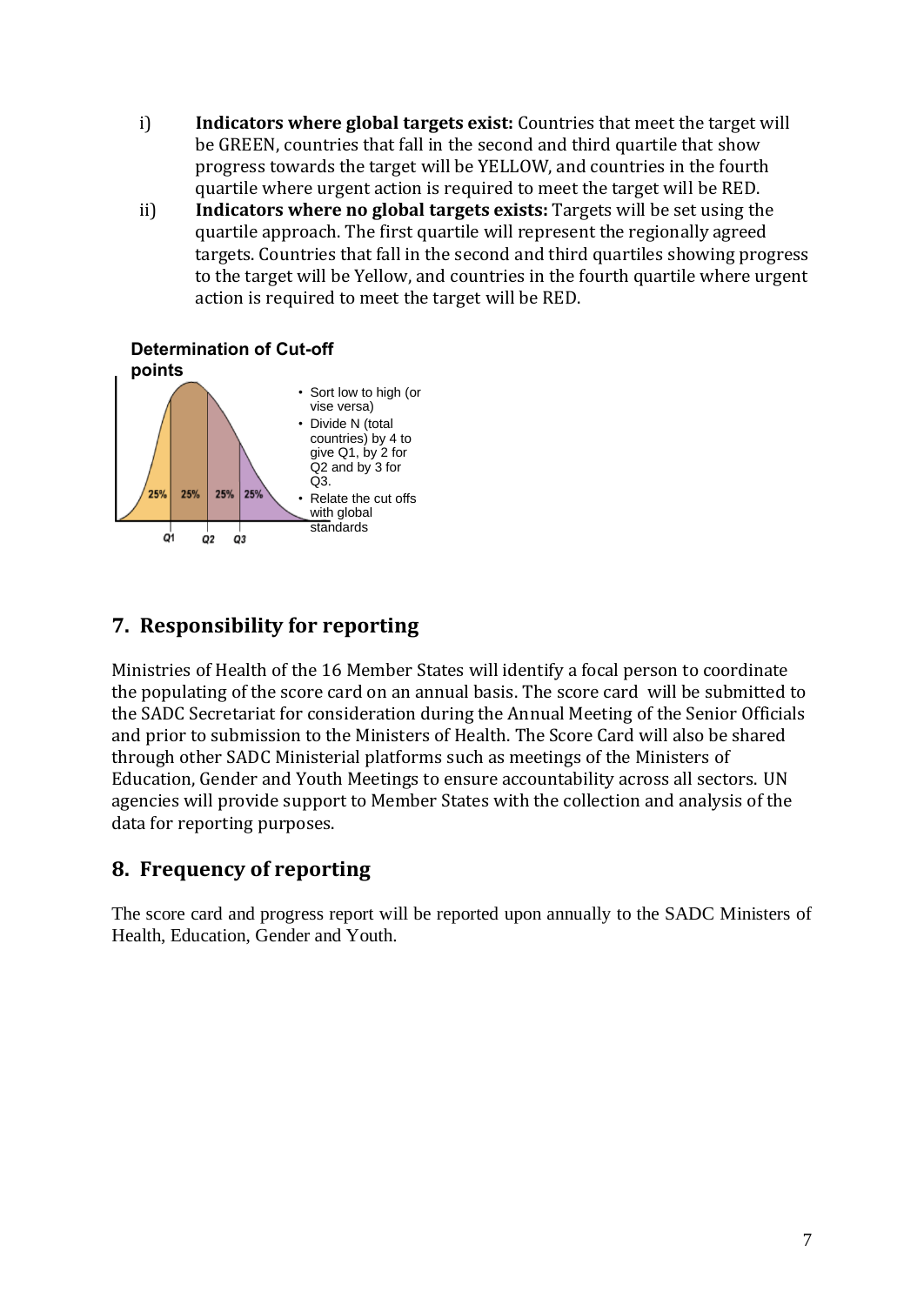i) **Indicators where global targets exist:** Countries that meet the target will be GREEN, countries that fall in the second and third quartile that show progress towards the target will be YELLOW, and countries in the fourth quartile where urgent action is required to meet the target will be RED.

ii) **Indicators where no global targets exists:** Targets will be set using the quartile approach. The first quartile will represent the regionally agreed targets. Countries that fall in the second and third quartiles showing progress to the target will be Yellow, and countries in the fourth quartile where urgent action is required to meet the target will be RED.

**Determination of Cut-off points**

25% | 25% | 25% | 25%

Q1 Q2 Q3

- Sort low to high (or vise versa)
- Divide N (total countries) by 4 to give Q1, by 2 for Q2 and by 3 for Q3.
- Relate the cut offs with global standards

## 7. Responsibility for reporting

Ministries of Health of the 16 Member States will identify a focal person to coordinate the populating of the score card on an annual basis. The score card will be submitted to the SADC Secretariat for consideration during the Annual Meeting of the Senior Officials and prior to submission to the Ministers of Health. The Score Card will also be shared through other SADC Ministerial platforms such as meetings of the Ministers of Education, Gender and Youth Meetings to ensure accountability across all sectors. UN agencies will provide support to Member States with the collection and analysis of the data for reporting purposes.

## 8. Frequency of reporting

The score card and progress report will be reported upon annually to the SADC Ministers of Health, Education, Gender and Youth.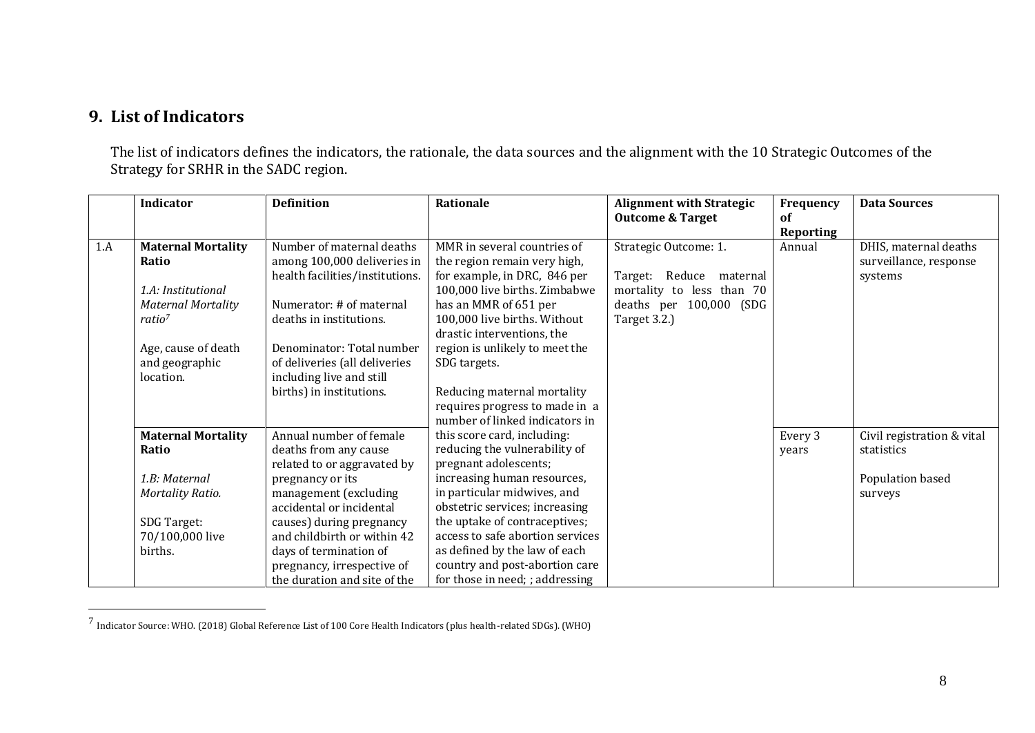## 9. List of Indicators

The list of indicators defines the indicators, the rationale, the data sources and the alignment with the 10 Strategic Outcomes of the Strategy for SRHR in the SADC region.

| | Indicator | Definition | Rationale | Alignment with Strategic Outcome & Target | Frequency of Reporting | Data Sources |
|---|---|---|---|---|---|---|
| 1.A | **Maternal Mortality Ratio**<br><br>*1.A: Institutional Maternal Mortality ratio*[7]<br><br>Age, cause of death and geographic location. | Number of maternal deaths among 100,000 deliveries in health facilities/institutions.<br><br>Numerator: # of maternal deaths in institutions.<br><br>Denominator: Total number of deliveries (all deliveries including live and still births) in institutions. | MMR in several countries of the region remain very high, for example, in DRC, 846 per 100,000 live births. Zimbabwe has an MMR of 651 per 100,000 live births. Without drastic interventions, the region is unlikely to meet the SDG targets.<br><br>Reducing maternal mortality requires progress to made in a number of linked indicators in this score card, including: reducing the vulnerability of pregnant adolescents; increasing human resources, in particular midwives, and obstetric services; increasing the uptake of contraceptives; access to safe abortion services as defined by the law of each country and post-abortion care for those in need; ; addressing | Strategic Outcome: 1.<br><br>Target: Reduce maternal mortality to less than 70 deaths per 100,000 (SDG Target 3.2.) | Annual | DHIS, maternal deaths surveillance, response systems |
| | **Maternal Mortality Ratio**<br><br>*1.B: Maternal Mortality Ratio.*<br><br>SDG Target: 70/100,000 live births. | Annual number of female deaths from any cause related to or aggravated by pregnancy or its management (excluding accidental or incidental causes) during pregnancy and childbirth or within 42 days of termination of pregnancy, irrespective of the duration and site of the | | | Every 3 years | Civil registration & vital statistics<br><br>Population based surveys |

[7] Indicator Source: WHO. (2018) Global Reference List of 100 Core Health Indicators (plus health-related SDGs). (WHO)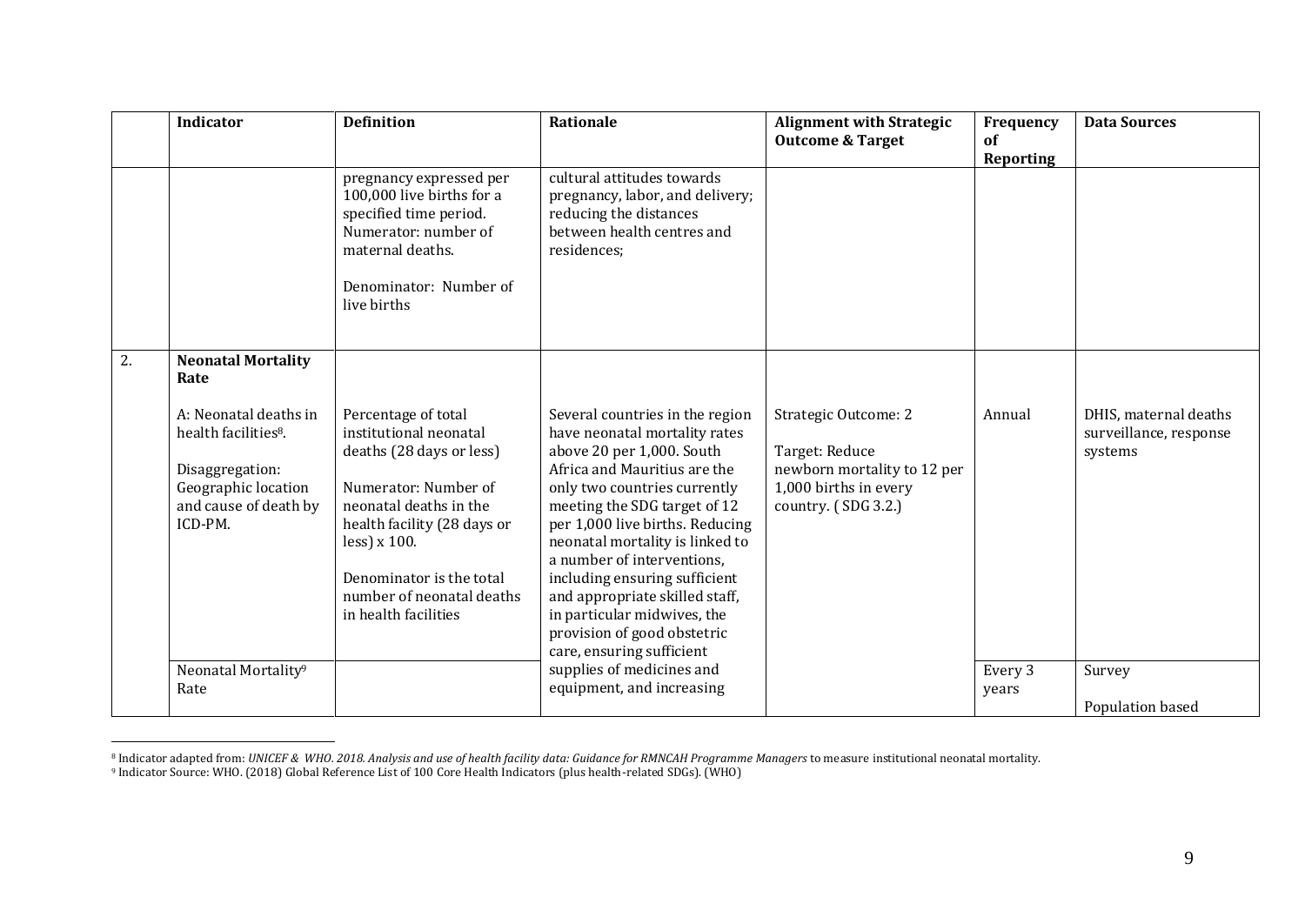|  | Indicator | Definition | Rationale | Alignment with Strategic Outcome & Target | Frequency of Reporting | Data Sources |
|---|---|---|---|---|---|---|
|  |  | pregnancy expressed per 100,000 live births for a specified time period. Numerator: number of maternal deaths.<br><br>Denominator: Number of live births | cultural attitudes towards pregnancy, labor, and delivery; reducing the distances between health centres and residences; |  |  |  |
| 2. | **Neonatal Mortality Rate**<br><br>A: Neonatal deaths in health facilities[8].<br><br>Disaggregation: Geographic location and cause of death by ICD-PM. | Percentage of total institutional neonatal deaths (28 days or less)<br><br>Numerator: Number of neonatal deaths in the health facility (28 days or less) x 100.<br><br>Denominator is the total number of neonatal deaths in health facilities | Several countries in the region have neonatal mortality rates above 20 per 1,000. South Africa and Mauritius are the only two countries currently meeting the SDG target of 12 per 1,000 live births. Reducing neonatal mortality is linked to a number of interventions, including ensuring sufficient and appropriate skilled staff, in particular midwives, the provision of good obstetric care, ensuring sufficient supplies of medicines and equipment, and increasing | Strategic Outcome: 2<br><br>Target: Reduce newborn mortality to 12 per 1,000 births in every country. ( SDG 3.2.) | Annual | DHIS, maternal deaths surveillance, response systems |
|  | Neonatal Mortality[9] Rate |  |  |  | Every 3 years | Survey<br><br>Population based |

[8] Indicator adapted from: *UNICEF & WHO. 2018. Analysis and use of health facility data: Guidance for RMNCAH Programme Managers* to measure institutional neonatal mortality.

[9] Indicator Source: WHO. (2018) Global Reference List of 100 Core Health Indicators (plus health-related SDGs). (WHO)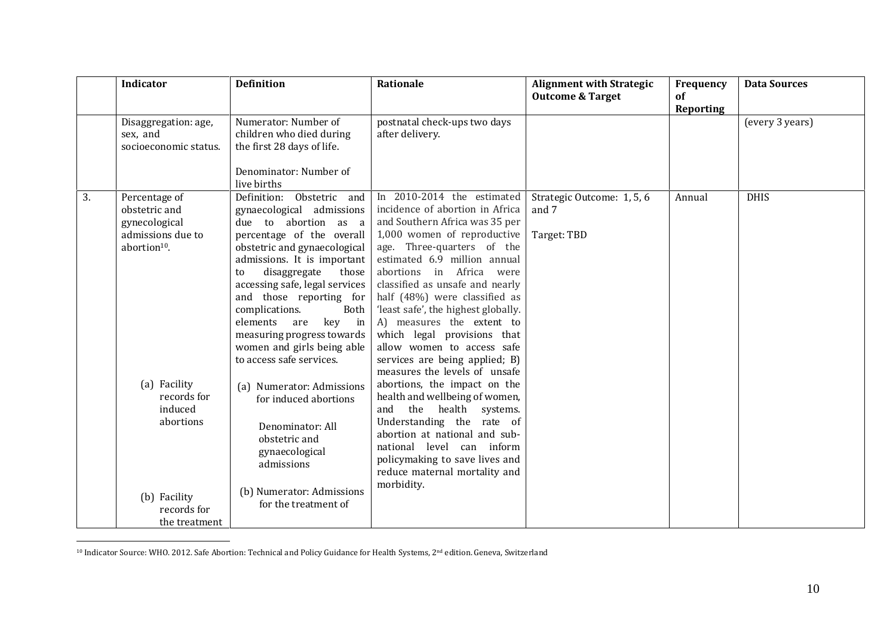| | Indicator | Definition | Rationale | Alignment with Strategic Outcome & Target | Frequency of Reporting | Data Sources |
|---|---|---|---|---|---|---|
| | Disaggregation: age, sex, and socioeconomic status. | Numerator: Number of children who died during the first 28 days of life.<br><br>Denominator: Number of live births | postnatal check-ups two days after delivery. | | | (every 3 years) |
| 3. | Percentage of obstetric and gynecological admissions due to abortion[10].<br><br>(a) Facility records for induced abortions<br><br>(b) Facility records for the treatment | Definition: Obstetric and gynaecological admissions due to abortion as a percentage of the overall obstetric and gynaecological admissions. It is important to disaggregate those accessing safe, legal services and those reporting for complications. Both elements are key in measuring progress towards women and girls being able to access safe services.<br><br>(a) Numerator: Admissions for induced abortions<br><br>Denominator: All obstetric and gynaecological admissions<br><br>(b) Numerator: Admissions for the treatment of | In 2010-2014 the estimated incidence of abortion in Africa and Southern Africa was 35 per 1,000 women of reproductive age. Three-quarters of the estimated 6.9 million annual abortions in Africa were classified as unsafe and nearly half (48%) were classified as 'least safe', the highest globally. A) measures the extent to which legal provisions that allow women to access safe services are being applied; B) measures the levels of unsafe abortions, the impact on the health and wellbeing of women, and the health systems. Understanding the rate of abortion at national and sub-national level can inform policymaking to save lives and reduce maternal mortality and morbidity. | Strategic Outcome: 1, 5, 6 and 7<br><br>Target: TBD | Annual | DHIS |

[10] Indicator Source: WHO. 2012. Safe Abortion: Technical and Policy Guidance for Health Systems, 2nd edition. Geneva, Switzerland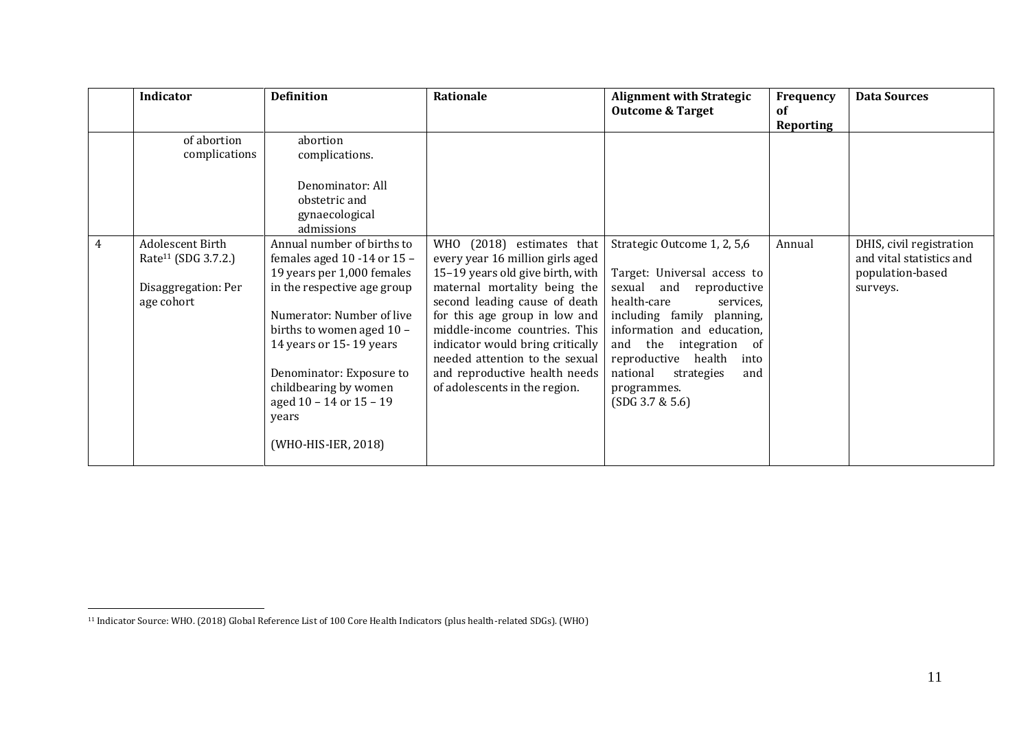| | Indicator | Definition | Rationale | Alignment with Strategic Outcome & Target | Frequency of Reporting | Data Sources |
|---|---|---|---|---|---|---|
| | of abortion complications | abortion complications.<br><br>Denominator: All obstetric and gynaecological admissions | | | | |
| 4 | Adolescent Birth Rate[11] (SDG 3.7.2.)<br><br>Disaggregation: Per age cohort | Annual number of births to females aged 10 -14 or 15 – 19 years per 1,000 females in the respective age group<br><br>Numerator: Number of live births to women aged 10 – 14 years or 15- 19 years<br><br>Denominator: Exposure to childbearing by women aged 10 – 14 or 15 – 19 years<br><br>(WHO-HIS-IER, 2018) | WHO (2018) estimates that every year 16 million girls aged 15–19 years old give birth, with maternal mortality being the second leading cause of death for this age group in low and middle-income countries. This indicator would bring critically needed attention to the sexual and reproductive health needs of adolescents in the region. | Strategic Outcome 1, 2, 5,6<br><br>Target: Universal access to sexual and reproductive health-care services, including family planning, information and education, and the integration of reproductive health into national strategies and programmes.<br>(SDG 3.7 & 5.6) | Annual | DHIS, civil registration and vital statistics and population-based surveys. |

[11] Indicator Source: WHO. (2018) Global Reference List of 100 Core Health Indicators (plus health-related SDGs). (WHO)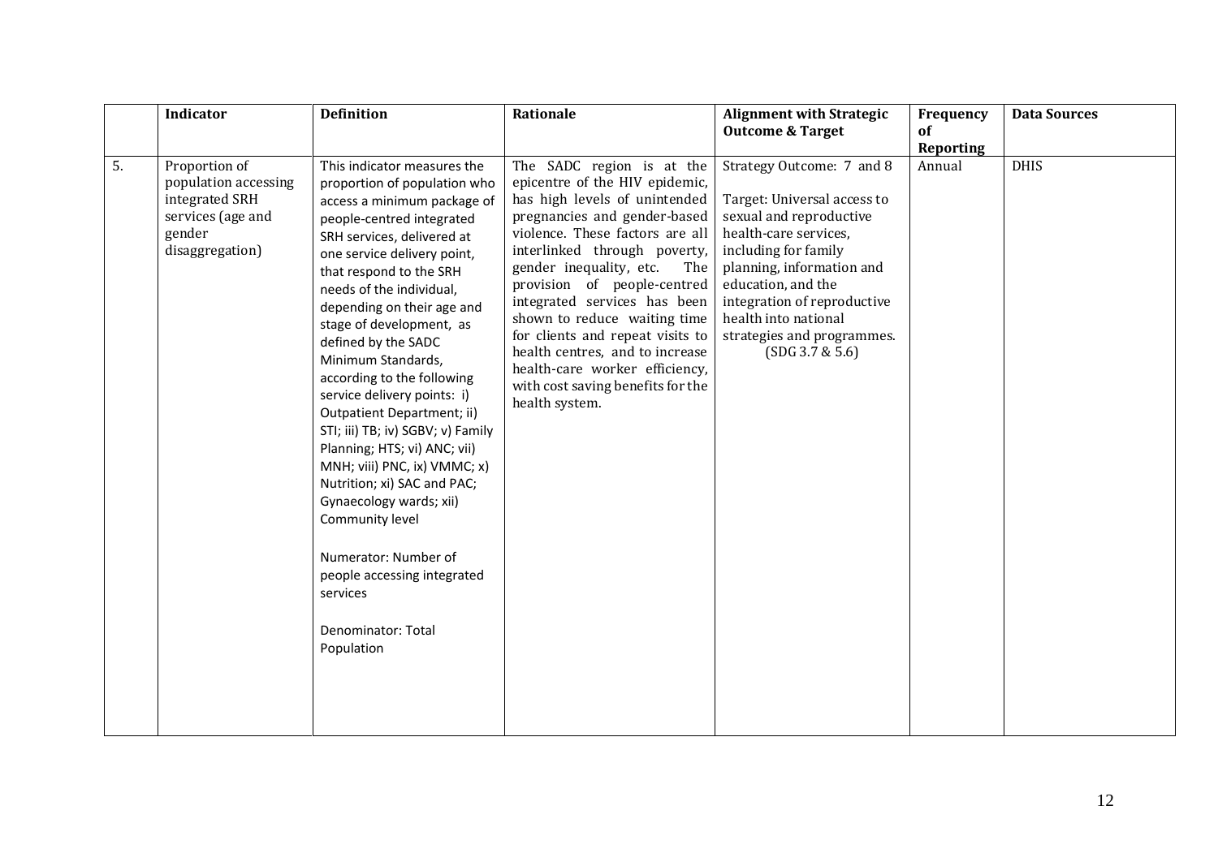|  | Indicator | Definition | Rationale | Alignment with Strategic Outcome & Target | Frequency of Reporting | Data Sources |
|---|---|---|---|---|---|---|
| 5. | Proportion of population accessing integrated SRH services (age and gender disaggregation) | This indicator measures the proportion of population who access a minimum package of people-centred integrated SRH services, delivered at one service delivery point, that respond to the SRH needs of the individual, depending on their age and stage of development, as defined by the SADC Minimum Standards, according to the following service delivery points: i) Outpatient Department; ii) STI; iii) TB; iv) SGBV; v) Family Planning; HTS; vi) ANC; vii) MNH; viii) PNC, ix) VMMC; x) Nutrition; xi) SAC and PAC; Gynaecology wards; xii) Community level<br><br>Numerator: Number of people accessing integrated services<br><br>Denominator: Total Population | The SADC region is at the epicentre of the HIV epidemic, has high levels of unintended pregnancies and gender-based violence. These factors are all interlinked through poverty, gender inequality, etc. The provision of people-centred integrated services has been shown to reduce waiting time for clients and repeat visits to health centres, and to increase health-care worker efficiency, with cost saving benefits for the health system. | Strategy Outcome: 7 and 8<br><br>Target: Universal access to sexual and reproductive health-care services, including for family planning, information and education, and the integration of reproductive health into national strategies and programmes. (SDG 3.7 & 5.6) | Annual | DHIS |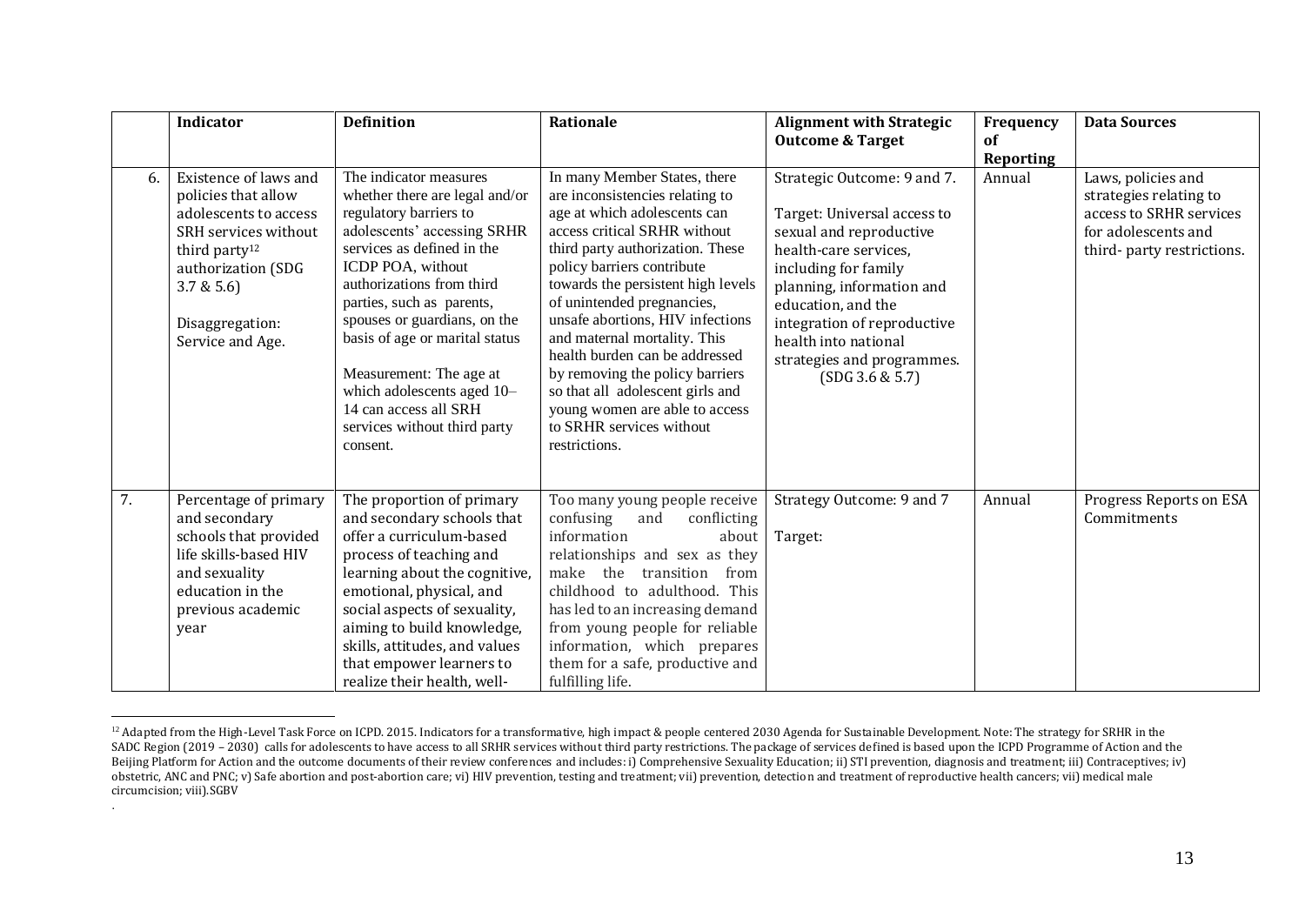| | Indicator | Definition | Rationale | Alignment with Strategic Outcome & Target | Frequency of Reporting | Data Sources |
|---|---|---|---|---|---|---|
| 6. | Existence of laws and policies that allow adolescents to access SRH services without third party[12] authorization (SDG 3.7 & 5.6)<br><br>Disaggregation: Service and Age. | The indicator measures whether there are legal and/or regulatory barriers to adolescents' accessing SRHR services as defined in the ICDP POA, without authorizations from third parties, such as parents, spouses or guardians, on the basis of age or marital status<br><br>Measurement: The age at which adolescents aged 10–14 can access all SRH services without third party consent. | In many Member States, there are inconsistencies relating to age at which adolescents can access critical SRHR without third party authorization. These policy barriers contribute towards the persistent high levels of unintended pregnancies, unsafe abortions, HIV infections and maternal mortality. This health burden can be addressed by removing the policy barriers so that all adolescent girls and young women are able to access to SRHR services without restrictions. | Strategic Outcome: 9 and 7.<br><br>Target: Universal access to sexual and reproductive health-care services, including for family planning, information and education, and the integration of reproductive health into national strategies and programmes. (SDG 3.6 & 5.7) | Annual | Laws, policies and strategies relating to access to SRHR services for adolescents and third- party restrictions. |
| 7. | Percentage of primary and secondary schools that provided life skills-based HIV and sexuality education in the previous academic year | The proportion of primary and secondary schools that offer a curriculum-based process of teaching and learning about the cognitive, emotional, physical, and social aspects of sexuality, aiming to build knowledge, skills, attitudes, and values that empower learners to realize their health, well- | Too many young people receive confusing and conflicting information about relationships and sex as they make the transition from childhood to adulthood. This has led to an increasing demand from young people for reliable information, which prepares them for a safe, productive and fulfilling life. | Strategy Outcome: 9 and 7<br><br>Target: | Annual | Progress Reports on ESA Commitments |

[12] Adapted from the High-Level Task Force on ICPD. 2015. Indicators for a transformative, high impact & people centered 2030 Agenda for Sustainable Development. Note: The strategy for SRHR in the SADC Region (2019 – 2030) calls for adolescents to have access to all SRHR services without third party restrictions. The package of services defined is based upon the ICPD Programme of Action and the Beijing Platform for Action and the outcome documents of their review conferences and includes: i) Comprehensive Sexuality Education; ii) STI prevention, diagnosis and treatment; iii) Contraceptives; iv) obstetric, ANC and PNC; v) Safe abortion and post-abortion care; vi) HIV prevention, testing and treatment; vii) prevention, detection and treatment of reproductive health cancers; vii) medical male circumcision; viii).SGBV

.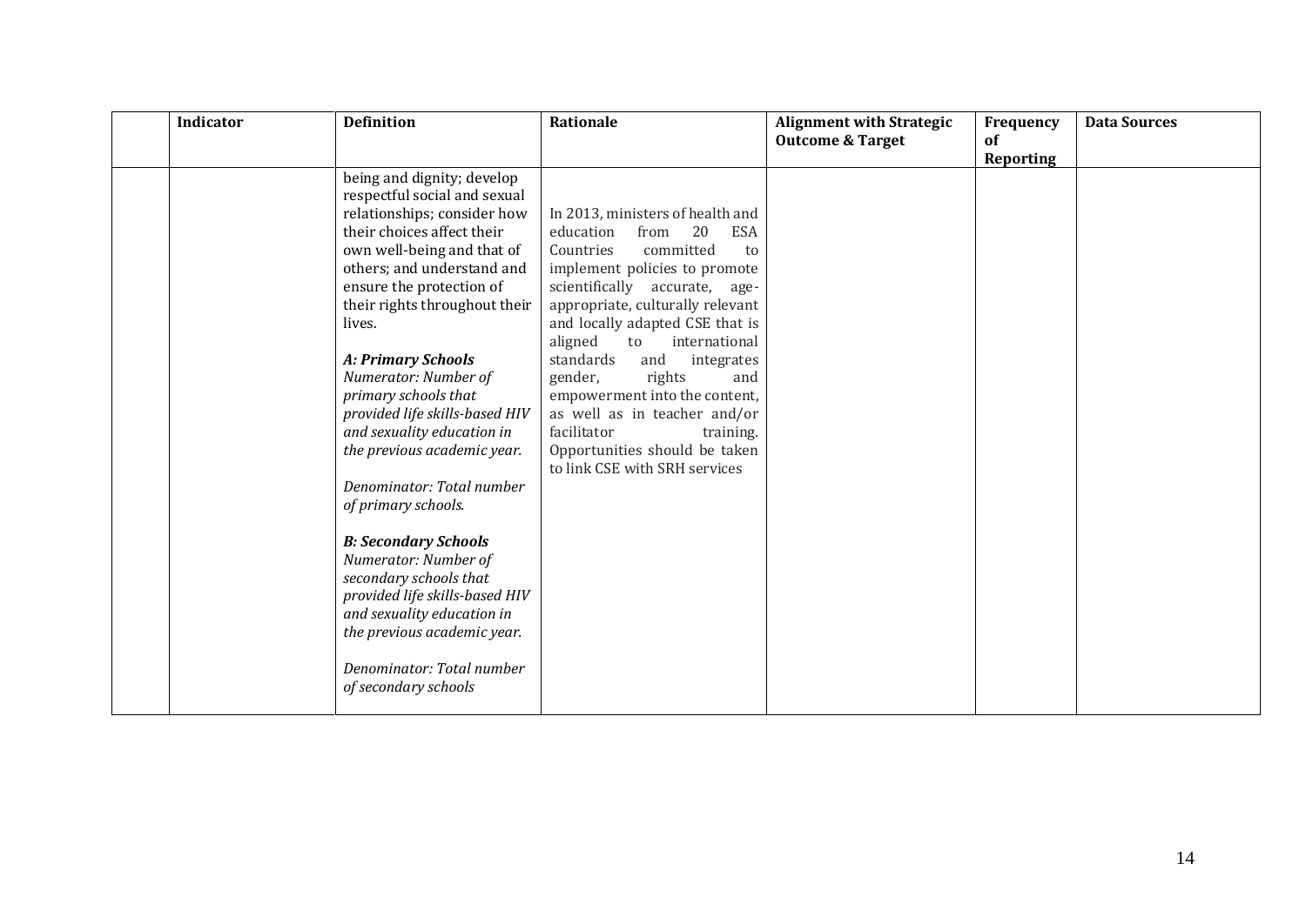| | Indicator | Definition | Rationale | Alignment with Strategic Outcome & Target | Frequency of Reporting | Data Sources |
|---|---|---|---|---|---|---|
| | | being and dignity; develop respectful social and sexual relationships; consider how their choices affect their own well-being and that of others; and understand and ensure the protection of their rights throughout their lives.<br><br>***A: Primary Schools***<br>*Numerator: Number of primary schools that provided life skills-based HIV and sexuality education in the previous academic year.*<br><br>*Denominator: Total number of primary schools.*<br><br>***B: Secondary Schools***<br>*Numerator: Number of secondary schools that provided life skills-based HIV and sexuality education in the previous academic year.*<br><br>*Denominator: Total number of secondary schools* | In 2013, ministers of health and education from 20 ESA Countries committed to implement policies to promote scientifically accurate, age-appropriate, culturally relevant and locally adapted CSE that is aligned to international standards and integrates gender, rights and empowerment into the content, as well as in teacher and/or facilitator training. Opportunities should be taken to link CSE with SRH services | | | |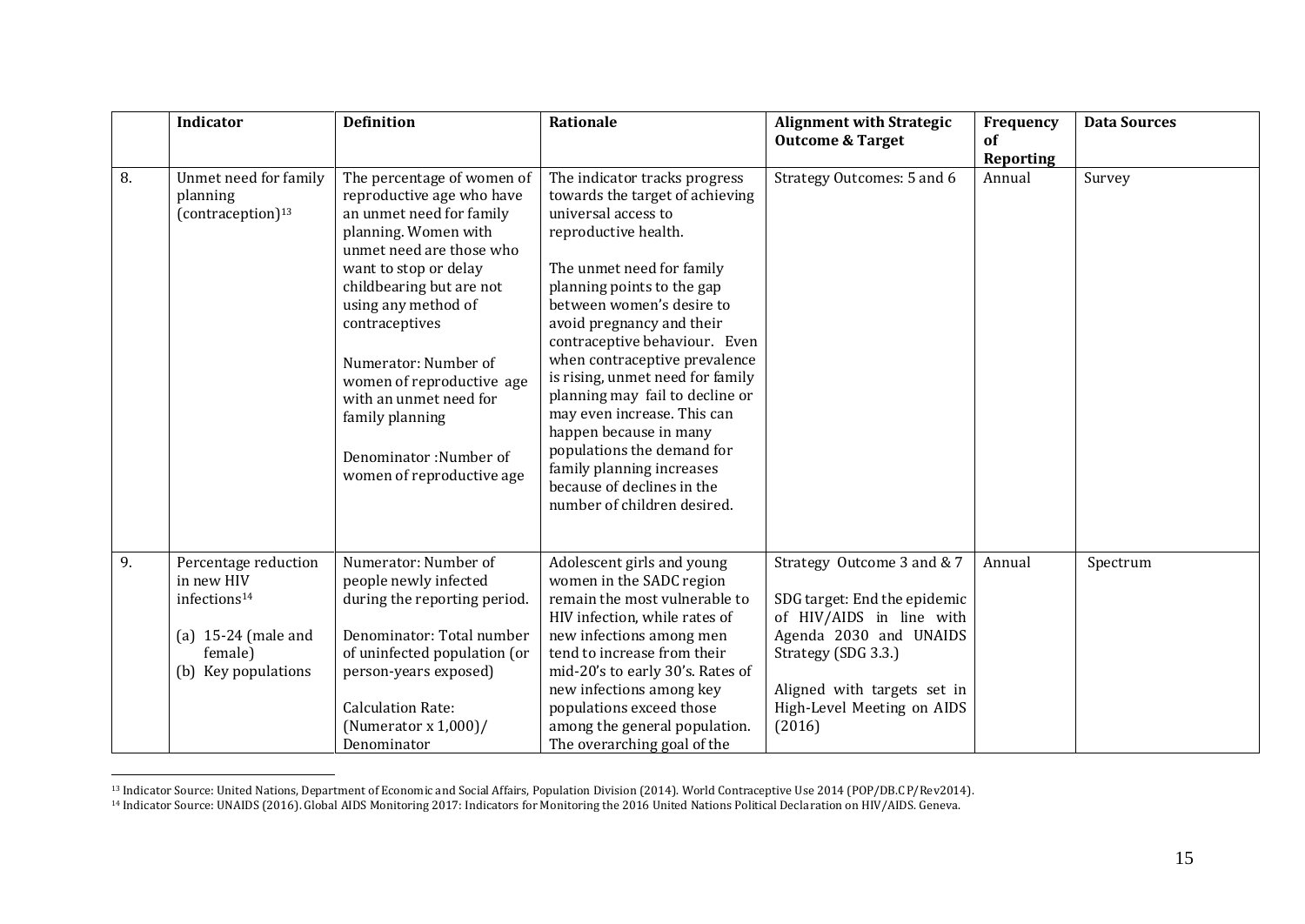| | Indicator | Definition | Rationale | Alignment with Strategic Outcome & Target | Frequency of Reporting | Data Sources |
|---|---|---|---|---|---|---|
| 8. | Unmet need for family planning (contraception)[13] | The percentage of women of reproductive age who have an unmet need for family planning. Women with unmet need are those who want to stop or delay childbearing but are not using any method of contraceptives<br><br>Numerator: Number of women of reproductive age with an unmet need for family planning<br><br>Denominator :Number of women of reproductive age | The indicator tracks progress towards the target of achieving universal access to reproductive health.<br><br>The unmet need for family planning points to the gap between women's desire to avoid pregnancy and their contraceptive behaviour. Even when contraceptive prevalence is rising, unmet need for family planning may fail to decline or may even increase. This can happen because in many populations the demand for family planning increases because of declines in the number of children desired. | Strategy Outcomes: 5 and 6 | Annual | Survey |
| 9. | Percentage reduction in new HIV infections[14]<br><br>(a) 15-24 (male and female)<br>(b) Key populations | Numerator: Number of people newly infected during the reporting period.<br><br>Denominator: Total number of uninfected population (or person-years exposed)<br><br>Calculation Rate: (Numerator x 1,000)/ Denominator | Adolescent girls and young women in the SADC region remain the most vulnerable to HIV infection, while rates of new infections among men tend to increase from their mid-20's to early 30's. Rates of new infections among key populations exceed those among the general population. The overarching goal of the | Strategy Outcome 3 and & 7<br><br>SDG target: End the epidemic of HIV/AIDS in line with Agenda 2030 and UNAIDS Strategy (SDG 3.3.)<br><br>Aligned with targets set in High-Level Meeting on AIDS (2016) | Annual | Spectrum |

[13] Indicator Source: United Nations, Department of Economic and Social Affairs, Population Division (2014). World Contraceptive Use 2014 (POP/DB.CP/Rev2014).

[14] Indicator Source: UNAIDS (2016). Global AIDS Monitoring 2017: Indicators for Monitoring the 2016 United Nations Political Declaration on HIV/AIDS. Geneva.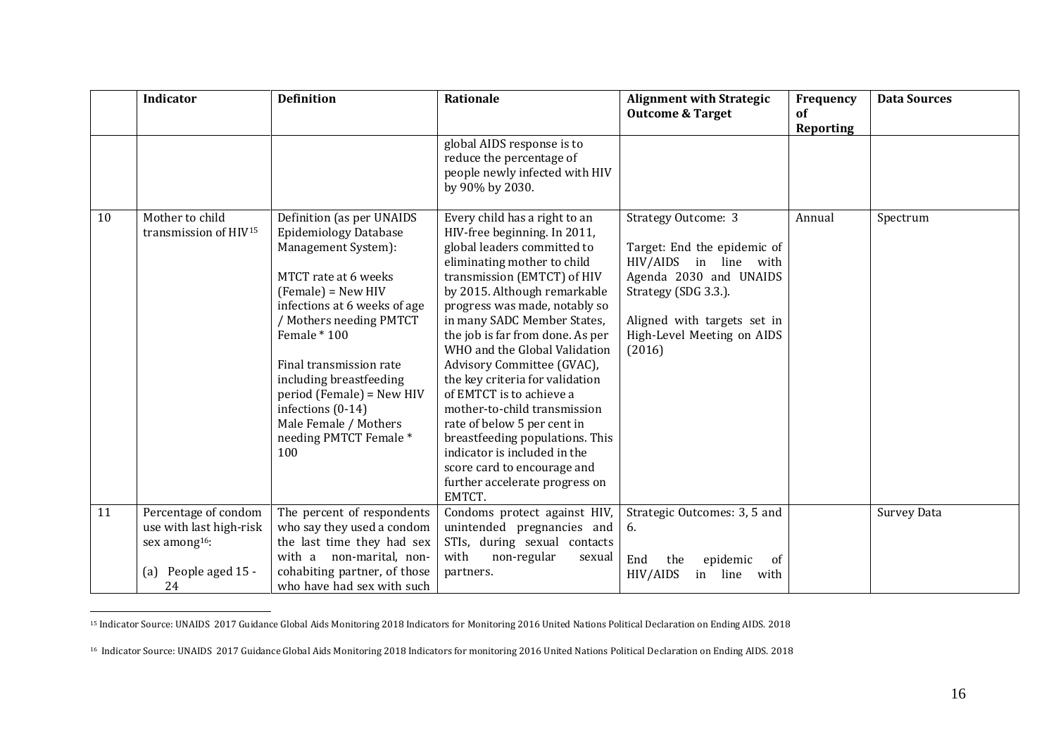| | Indicator | Definition | Rationale | Alignment with Strategic Outcome & Target | Frequency of Reporting | Data Sources |
|---|---|---|---|---|---|---|
| | | | global AIDS response is to reduce the percentage of people newly infected with HIV by 90% by 2030. | | | |
| 10 | Mother to child transmission of HIV[15] | Definition (as per UNAIDS Epidemiology Database Management System):<br><br>MTCT rate at 6 weeks (Female) = New HIV infections at 6 weeks of age / Mothers needing PMTCT Female * 100<br><br>Final transmission rate including breastfeeding period (Female) = New HIV infections (0-14) Male Female / Mothers needing PMTCT Female * 100 | Every child has a right to an HIV-free beginning. In 2011, global leaders committed to eliminating mother to child transmission (EMTCT) of HIV by 2015. Although remarkable progress was made, notably so in many SADC Member States, the job is far from done. As per WHO and the Global Validation Advisory Committee (GVAC), the key criteria for validation of EMTCT is to achieve a mother-to-child transmission rate of below 5 per cent in breastfeeding populations. This indicator is included in the score card to encourage and further accelerate progress on EMTCT. | Strategy Outcome: 3<br><br>Target: End the epidemic of HIV/AIDS in line with Agenda 2030 and UNAIDS Strategy (SDG 3.3.).<br><br>Aligned with targets set in High-Level Meeting on AIDS (2016) | Annual | Spectrum |
| 11 | Percentage of condom use with last high-risk sex among[16]:<br><br>(a) People aged 15 - 24 | The percent of respondents who say they used a condom the last time they had sex with a non-marital, non-cohabiting partner, of those who have had sex with such | Condoms protect against HIV, unintended pregnancies and STIs, during sexual contacts with non-regular sexual partners. | Strategic Outcomes: 3, 5 and 6.<br><br>End the epidemic of HIV/AIDS in line with | | Survey Data |

[15] Indicator Source: UNAIDS 2017 Guidance Global Aids Monitoring 2018 Indicators for Monitoring 2016 United Nations Political Declaration on Ending AIDS. 2018

[16] Indicator Source: UNAIDS 2017 Guidance Global Aids Monitoring 2018 Indicators for monitoring 2016 United Nations Political Declaration on Ending AIDS. 2018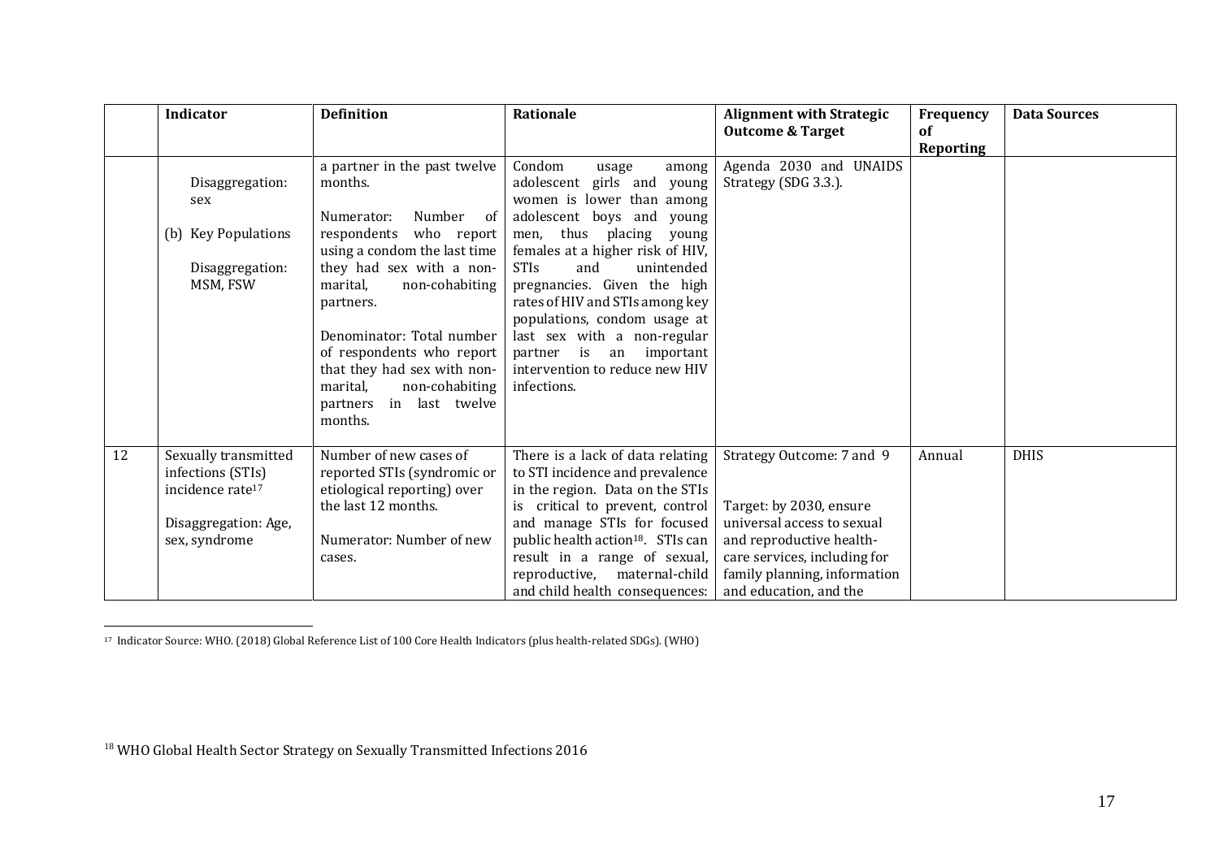|  | Indicator | Definition | Rationale | Alignment with Strategic Outcome & Target | Frequency of Reporting | Data Sources |
|---|---|---|---|---|---|---|
|  | Disaggregation: sex<br><br>(b) Key Populations<br><br>Disaggregation: MSM, FSW | a partner in the past twelve months.<br><br>Numerator: Number of respondents who report using a condom the last time they had sex with a non-marital, non-cohabiting partners.<br><br>Denominator: Total number of respondents who report that they had sex with non-marital, non-cohabiting partners in last twelve months. | Condom usage among adolescent girls and young women is lower than among adolescent boys and young men, thus placing young females at a higher risk of HIV, STIs and unintended pregnancies. Given the high rates of HIV and STIs among key populations, condom usage at last sex with a non-regular partner is an important intervention to reduce new HIV infections. | Agenda 2030 and UNAIDS Strategy (SDG 3.3.). |  |  |
| 12 | Sexually transmitted infections (STIs) incidence rate[17]<br><br>Disaggregation: Age, sex, syndrome | Number of new cases of reported STIs (syndromic or etiological reporting) over the last 12 months.<br><br>Numerator: Number of new cases. | There is a lack of data relating to STI incidence and prevalence in the region. Data on the STIs is critical to prevent, control and manage STIs for focused public health action[18]. STIs can result in a range of sexual, reproductive, maternal-child and child health consequences: | Strategy Outcome: 7 and 9<br><br>Target: by 2030, ensure universal access to sexual and reproductive health-care services, including for family planning, information and education, and the | Annual | DHIS |

[17] Indicator Source: WHO. (2018) Global Reference List of 100 Core Health Indicators (plus health-related SDGs). (WHO)

[18] WHO Global Health Sector Strategy on Sexually Transmitted Infections 2016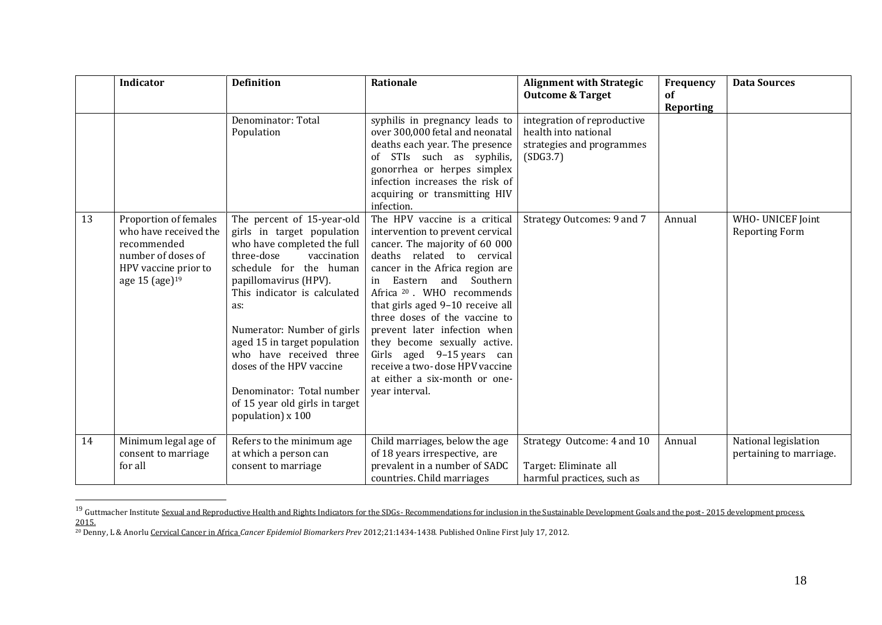|  | Indicator | Definition | Rationale | Alignment with Strategic Outcome & Target | Frequency of Reporting | Data Sources |
|---|---|---|---|---|---|---|
|  |  | Denominator: Total Population | syphilis in pregnancy leads to over 300,000 fetal and neonatal deaths each year. The presence of STIs such as syphilis, gonorrhea or herpes simplex infection increases the risk of acquiring or transmitting HIV infection. | integration of reproductive health into national strategies and programmes (SDG3.7) |  |  |
| 13 | Proportion of females who have received the recommended number of doses of HPV vaccine prior to age 15 (age)[19] | The percent of 15-year-old girls in target population who have completed the full three-dose vaccination schedule for the human papillomavirus (HPV).<br>This indicator is calculated as:<br><br>Numerator: Number of girls aged 15 in target population who have received three doses of the HPV vaccine<br><br>Denominator: Total number of 15 year old girls in target population) x 100 | The HPV vaccine is a critical intervention to prevent cervical cancer. The majority of 60 000 deaths related to cervical cancer in the Africa region are in Eastern and Southern Africa [20]. WHO recommends that girls aged 9–10 receive all three doses of the vaccine to prevent later infection when they become sexually active. Girls aged 9–15 years can receive a two- dose HPV vaccine at either a six-month or one-year interval. | Strategy Outcomes: 9 and 7 | Annual | WHO- UNICEF Joint Reporting Form |
| 14 | Minimum legal age of consent to marriage for all | Refers to the minimum age at which a person can consent to marriage | Child marriages, below the age of 18 years irrespective, are prevalent in a number of SADC countries. Child marriages | Strategy Outcome: 4 and 10<br><br>Target: Eliminate all harmful practices, such as | Annual | National legislation pertaining to marriage. |

[19] Guttmacher Institute Sexual and Reproductive Health and Rights Indicators for the SDGs- Recommendations for inclusion in the Sustainable Development Goals and the post- 2015 development process, 2015.

[20] Denny, L & Anorlu Cervical Cancer in Africa *Cancer Epidemiol Biomarkers Prev* 2012;21:1434-1438. Published Online First July 17, 2012.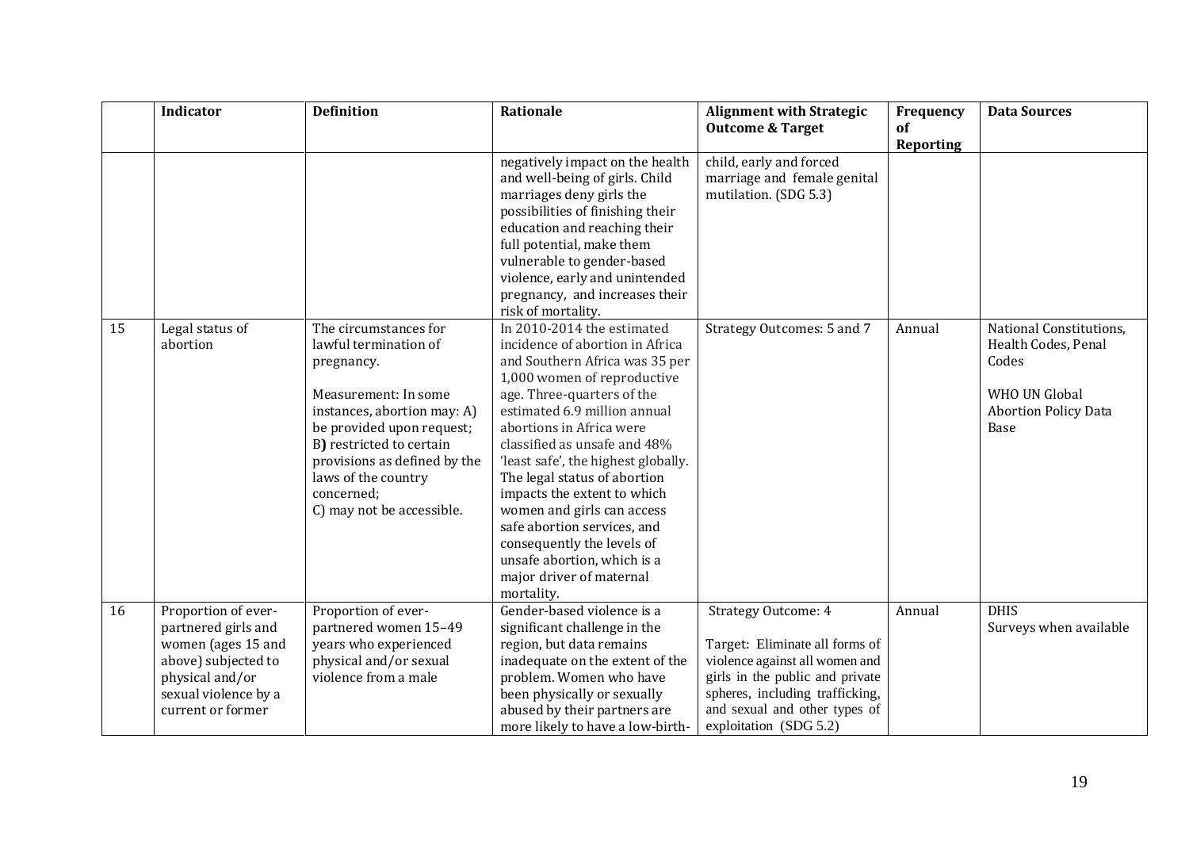|  | Indicator | Definition | Rationale | Alignment with Strategic Outcome & Target | Frequency of Reporting | Data Sources |
|---|---|---|---|---|---|---|
|  |  |  | negatively impact on the health and well-being of girls. Child marriages deny girls the possibilities of finishing their education and reaching their full potential, make them vulnerable to gender-based violence, early and unintended pregnancy, and increases their risk of mortality. | child, early and forced marriage and female genital mutilation. (SDG 5.3) |  |  |
| 15 | Legal status of abortion | The circumstances for lawful termination of pregnancy.<br><br>Measurement: In some instances, abortion may: A) be provided upon request; B**)** restricted to certain provisions as defined by the laws of the country concerned;<br>C) may not be accessible. | In 2010-2014 the estimated incidence of abortion in Africa and Southern Africa was 35 per 1,000 women of reproductive age. Three-quarters of the estimated 6.9 million annual abortions in Africa were classified as unsafe and 48% 'least safe', the highest globally. The legal status of abortion impacts the extent to which women and girls can access safe abortion services, and consequently the levels of unsafe abortion, which is a major driver of maternal mortality. | Strategy Outcomes: 5 and 7 | Annual | National Constitutions, Health Codes, Penal Codes<br><br>WHO UN Global Abortion Policy Data Base |
| 16 | Proportion of ever-partnered girls and women (ages 15 and above) subjected to physical and/or sexual violence by a current or former | Proportion of ever-partnered women 15–49 years who experienced physical and/or sexual violence from a male | Gender-based violence is a significant challenge in the region, but data remains inadequate on the extent of the problem. Women who have been physically or sexually abused by their partners are more likely to have a low-birth- | Strategy Outcome: 4<br><br>Target: Eliminate all forms of violence against all women and girls in the public and private spheres, including trafficking, and sexual and other types of exploitation (SDG 5.2) | Annual | DHIS<br>Surveys when available |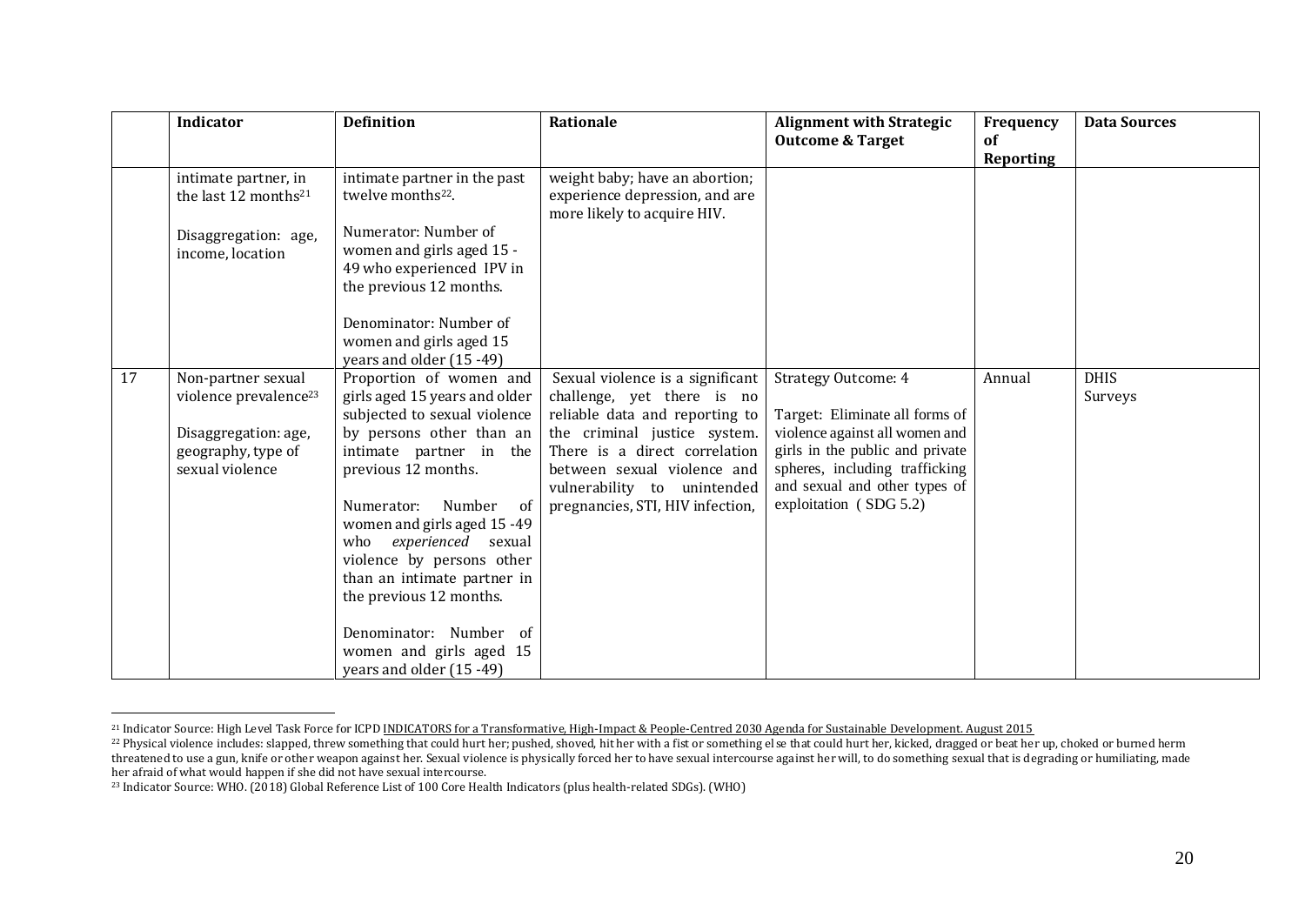| | Indicator | Definition | Rationale | Alignment with Strategic Outcome & Target | Frequency of Reporting | Data Sources |
|---|---|---|---|---|---|---|
| | intimate partner, in the last 12 months[21]<br><br>Disaggregation: age, income, location | intimate partner in the past twelve months[22].<br><br>Numerator: Number of women and girls aged 15 - 49 who experienced IPV in the previous 12 months.<br><br>Denominator: Number of women and girls aged 15 years and older (15 -49) | weight baby; have an abortion; experience depression, and are more likely to acquire HIV. | | | |
| 17 | Non-partner sexual violence prevalence[23]<br><br>Disaggregation: age, geography, type of sexual violence | Proportion of women and girls aged 15 years and older subjected to sexual violence by persons other than an intimate partner in the previous 12 months.<br><br>Numerator: Number of women and girls aged 15 -49 who *experienced* sexual violence by persons other than an intimate partner in the previous 12 months.<br><br>Denominator: Number of women and girls aged 15 years and older (15 -49) | Sexual violence is a significant challenge, yet there is no reliable data and reporting to the criminal justice system. There is a direct correlation between sexual violence and vulnerability to unintended pregnancies, STI, HIV infection, | Strategy Outcome: 4<br><br>Target: Eliminate all forms of violence against all women and girls in the public and private spheres, including trafficking and sexual and other types of exploitation ( SDG 5.2) | Annual | DHIS<br>Surveys |

[21] Indicator Source: High Level Task Force for ICPD INDICATORS for a Transformative, High-Impact & People-Centred 2030 Agenda for Sustainable Development. August 2015

[22] Physical violence includes: slapped, threw something that could hurt her; pushed, shoved, hit her with a fist or something else that could hurt her, kicked, dragged or beat her up, choked or burned herm threatened to use a gun, knife or other weapon against her. Sexual violence is physically forced her to have sexual intercourse against her will, to do something sexual that is degrading or humiliating, made her afraid of what would happen if she did not have sexual intercourse.

[23] Indicator Source: WHO. (2018) Global Reference List of 100 Core Health Indicators (plus health-related SDGs). (WHO)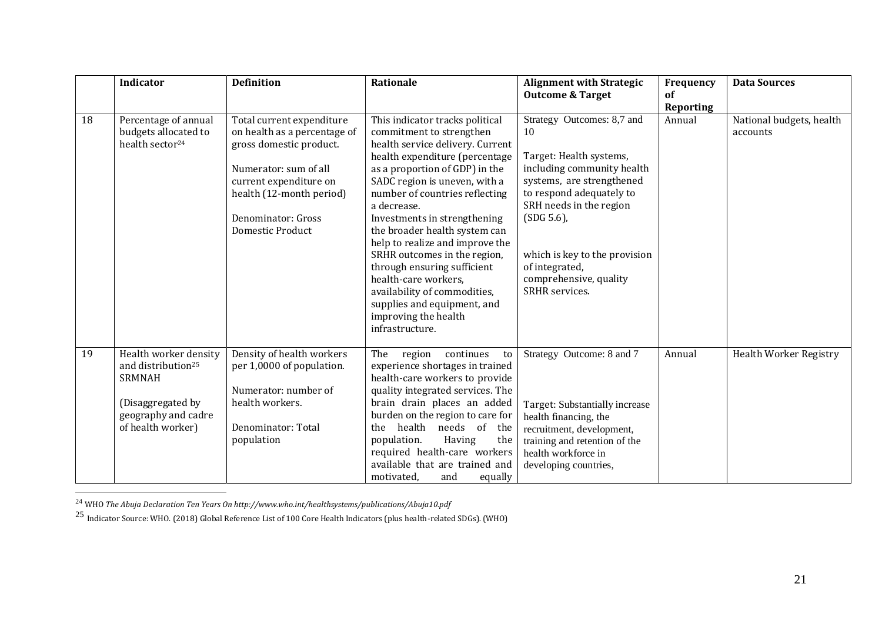|  | Indicator | Definition | Rationale | Alignment with Strategic Outcome & Target | Frequency of Reporting | Data Sources |
|---|---|---|---|---|---|---|
| 18 | Percentage of annual budgets allocated to health sector[24] | Total current expenditure on health as a percentage of gross domestic product.<br><br>Numerator: sum of all current expenditure on health (12-month period)<br><br>Denominator: Gross Domestic Product | This indicator tracks political commitment to strengthen health service delivery. Current health expenditure (percentage as a proportion of GDP) in the SADC region is uneven, with a number of countries reflecting a decrease.<br>Investments in strengthening the broader health system can help to realize and improve the SRHR outcomes in the region, through ensuring sufficient health-care workers, availability of commodities, supplies and equipment, and improving the health infrastructure. | Strategy Outcomes: 8,7 and 10<br><br>Target: Health systems, including community health systems, are strengthened to respond adequately to SRH needs in the region (SDG 5.6),<br><br>which is key to the provision of integrated, comprehensive, quality SRHR services. | Annual | National budgets, health accounts |
| 19 | Health worker density and distribution[25] SRMNAH<br><br>(Disaggregated by geography and cadre of health worker) | Density of health workers per 1,0000 of population.<br><br>Numerator: number of health workers.<br><br>Denominator: Total population | The region continues to experience shortages in trained health-care workers to provide quality integrated services. The brain drain places an added burden on the region to care for the health needs of the population. Having the required health-care workers available that are trained and motivated, and equally | Strategy Outcome: 8 and 7<br><br>Target: Substantially increase health financing, the recruitment, development, training and retention of the health workforce in developing countries, | Annual | Health Worker Registry |

[24] WHO *The Abuja Declaration Ten Years On http://www.who.int/healthsystems/publications/Abuja10.pdf*

[25] Indicator Source: WHO. (2018) Global Reference List of 100 Core Health Indicators (plus health-related SDGs). (WHO)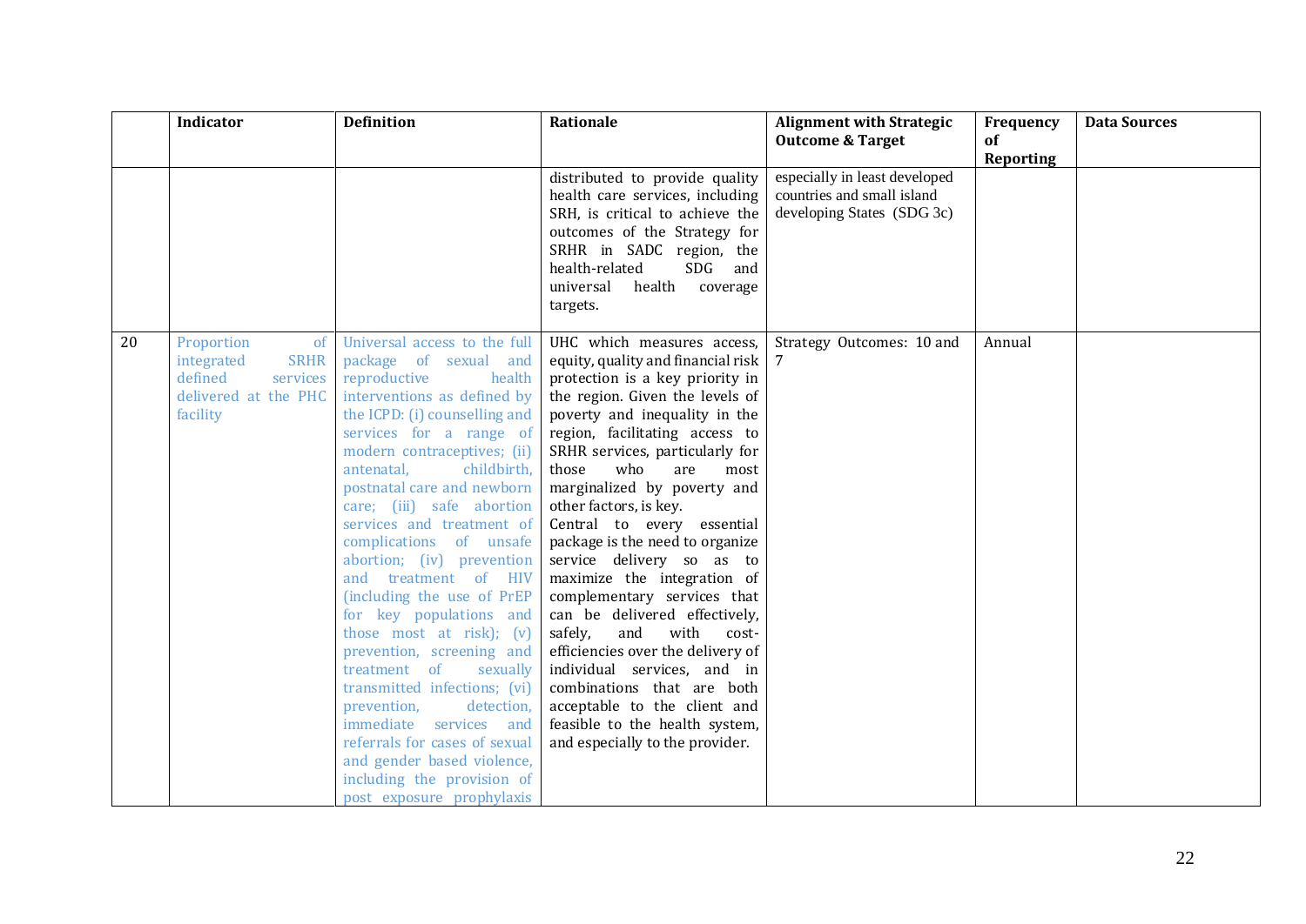| | Indicator | Definition | Rationale | Alignment with Strategic Outcome & Target | Frequency of Reporting | Data Sources |
|---|---|---|---|---|---|---|
| | | | distributed to provide quality health care services, including SRH, is critical to achieve the outcomes of the Strategy for SRHR in SADC region, the health-related SDG and universal health coverage targets. | especially in least developed countries and small island developing States (SDG 3c) | | |
| 20 | Proportion of integrated SRHR defined services delivered at the PHC facility | Universal access to the full package of sexual and reproductive health interventions as defined by the ICPD: (i) counselling and services for a range of modern contraceptives; (ii) antenatal, childbirth, postnatal care and newborn care; (iii) safe abortion services and treatment of complications of unsafe abortion; (iv) prevention and treatment of HIV (including the use of PrEP for key populations and those most at risk); (v) prevention, screening and treatment of sexually transmitted infections; (vi) prevention, detection, immediate services and referrals for cases of sexual and gender based violence, including the provision of post exposure prophylaxis | UHC which measures access, equity, quality and financial risk protection is a key priority in the region. Given the levels of poverty and inequality in the region, facilitating access to SRHR services, particularly for those who are most marginalized by poverty and other factors, is key. Central to every essential package is the need to organize service delivery so as to maximize the integration of complementary services that can be delivered effectively, safely, and with cost-efficiencies over the delivery of individual services, and in combinations that are both acceptable to the client and feasible to the health system, and especially to the provider. | Strategy Outcomes: 10 and 7 | Annual | |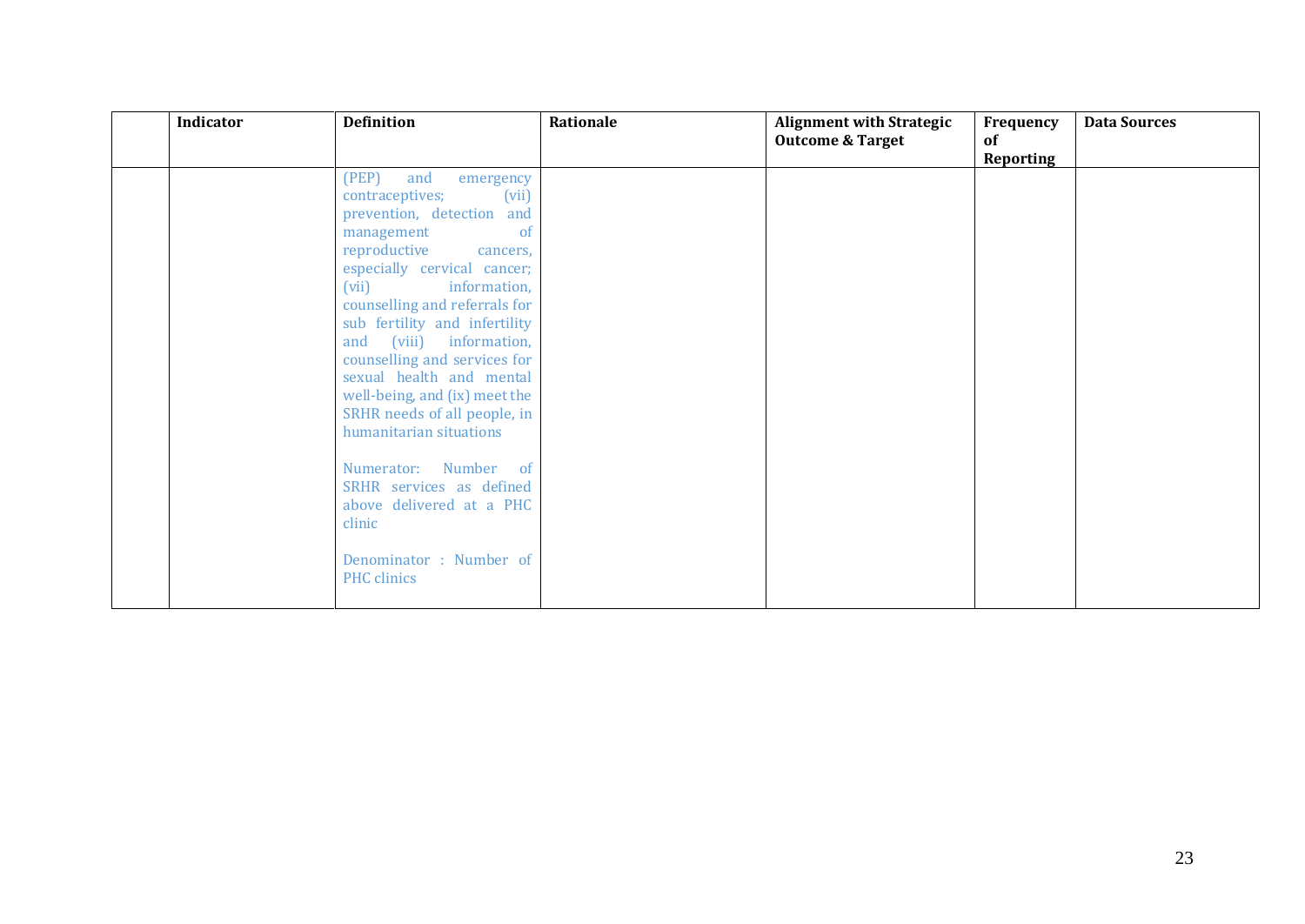| | Indicator | Definition | Rationale | Alignment with Strategic Outcome & Target | Frequency of Reporting | Data Sources |
|---|---|---|---|---|---|---|
| | | (PEP) and emergency contraceptives; (vii) prevention, detection and management of reproductive cancers, especially cervical cancer; (vii) information, counselling and referrals for sub fertility and infertility and (viii) information, counselling and services for sexual health and mental well-being, and (ix) meet the SRHR needs of all people, in humanitarian situations<br><br>Numerator: Number of SRHR services as defined above delivered at a PHC clinic<br><br>Denominator : Number of PHC clinics | | | | |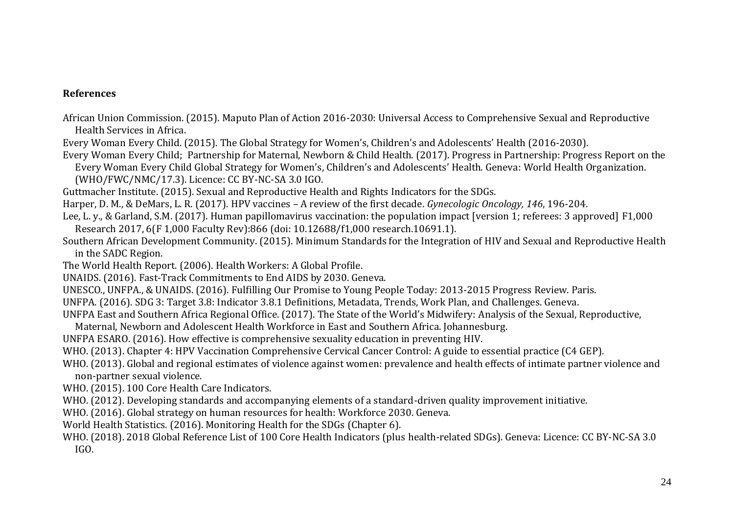**References**

African Union Commission. (2015). Maputo Plan of Action 2016-2030: Universal Access to Comprehensive Sexual and Reproductive Health Services in Africa.

Every Woman Every Child. (2015). The Global Strategy for Women's, Children's and Adolescents' Health (2016-2030).

Every Woman Every Child; Partnership for Maternal, Newborn & Child Health. (2017). Progress in Partnership: Progress Report on the Every Woman Every Child Global Strategy for Women's, Children's and Adolescents' Health. Geneva: World Health Organization. (WHO/FWC/NMC/17.3). Licence: CC BY-NC-SA 3.0 IGO.

Guttmacher Institute. (2015). Sexual and Reproductive Health and Rights Indicators for the SDGs.

Harper, D. M., & DeMars, L. R. (2017). HPV vaccines – A review of the first decade. *Gynecologic Oncology, 146*, 196-204.

Lee, L. y., & Garland, S.M. (2017). Human papillomavirus vaccination: the population impact [version 1; referees: 3 approved] F1,000 Research 2017, 6(F 1,000 Faculty Rev):866 (doi: 10.12688/f1,000 research.10691.1).

Southern African Development Community. (2015). Minimum Standards for the Integration of HIV and Sexual and Reproductive Health in the SADC Region.

The World Health Report. (2006). Health Workers: A Global Profile.

UNAIDS. (2016). Fast-Track Commitments to End AIDS by 2030. Geneva.

UNESCO., UNFPA., & UNAIDS. (2016). Fulfilling Our Promise to Young People Today: 2013-2015 Progress Review. Paris.

UNFPA. (2016). SDG 3: Target 3.8: Indicator 3.8.1 Definitions, Metadata, Trends, Work Plan, and Challenges. Geneva.

UNFPA East and Southern Africa Regional Office. (2017). The State of the World's Midwifery: Analysis of the Sexual, Reproductive, Maternal, Newborn and Adolescent Health Workforce in East and Southern Africa. Johannesburg.

UNFPA ESARO. (2016). How effective is comprehensive sexuality education in preventing HIV.

WHO. (2013). Chapter 4: HPV Vaccination Comprehensive Cervical Cancer Control: A guide to essential practice (C4 GEP).

WHO. (2013). Global and regional estimates of violence against women: prevalence and health effects of intimate partner violence and non-partner sexual violence.

WHO. (2015). 100 Core Health Care Indicators.

WHO. (2012). Developing standards and accompanying elements of a standard-driven quality improvement initiative.

WHO. (2016). Global strategy on human resources for health: Workforce 2030. Geneva.

World Health Statistics. (2016). Monitoring Health for the SDGs (Chapter 6).

WHO. (2018). 2018 Global Reference List of 100 Core Health Indicators (plus health-related SDGs). Geneva: Licence: CC BY-NC-SA 3.0 IGO.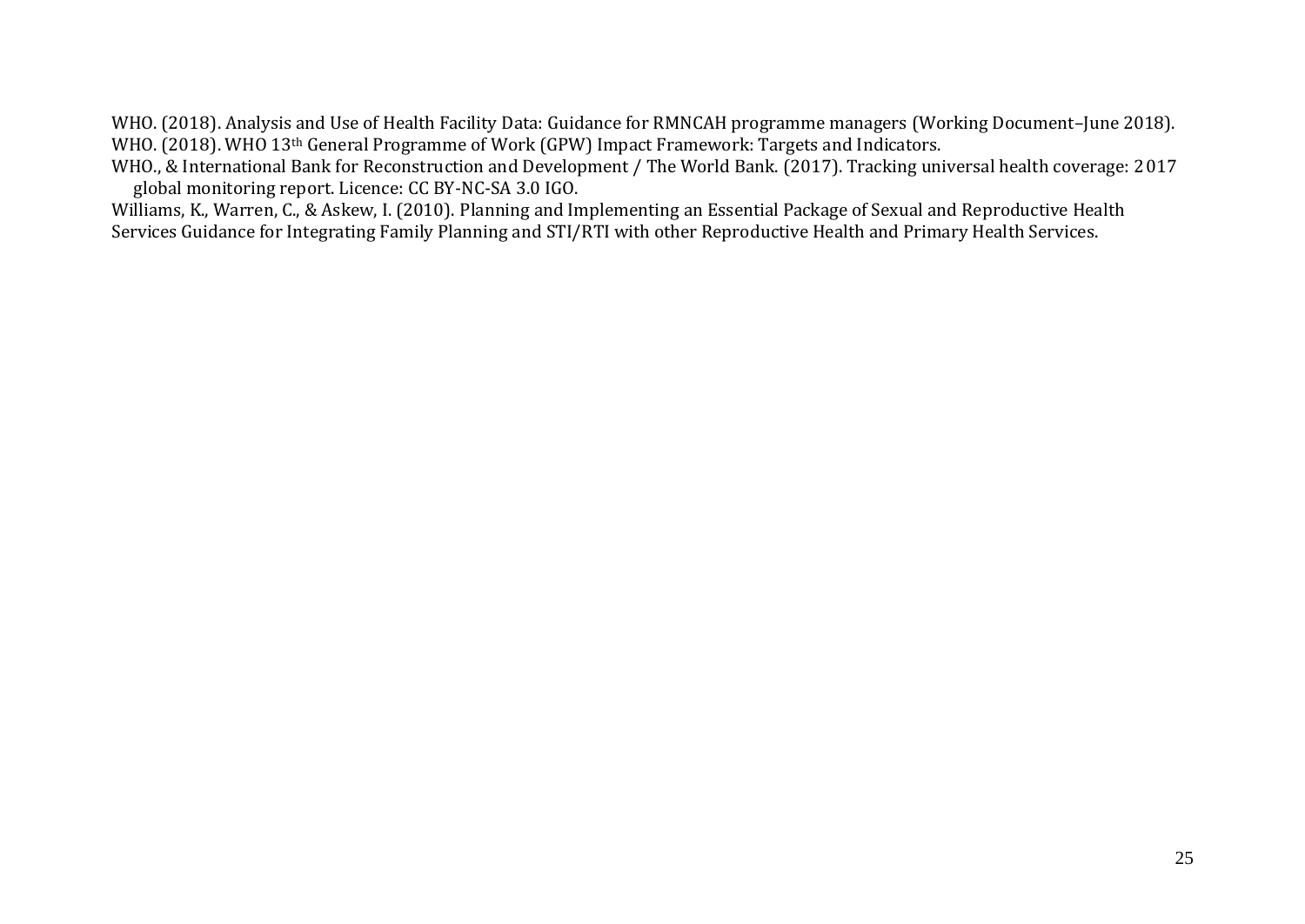WHO. (2018). Analysis and Use of Health Facility Data: Guidance for RMNCAH programme managers (Working Document–June 2018).

WHO. (2018). WHO 13th General Programme of Work (GPW) Impact Framework: Targets and Indicators.

WHO., & International Bank for Reconstruction and Development / The World Bank. (2017). Tracking universal health coverage: 2017 global monitoring report. Licence: CC BY-NC-SA 3.0 IGO.

Williams, K., Warren, C., & Askew, I. (2010). Planning and Implementing an Essential Package of Sexual and Reproductive Health Services Guidance for Integrating Family Planning and STI/RTI with other Reproductive Health and Primary Health Services.